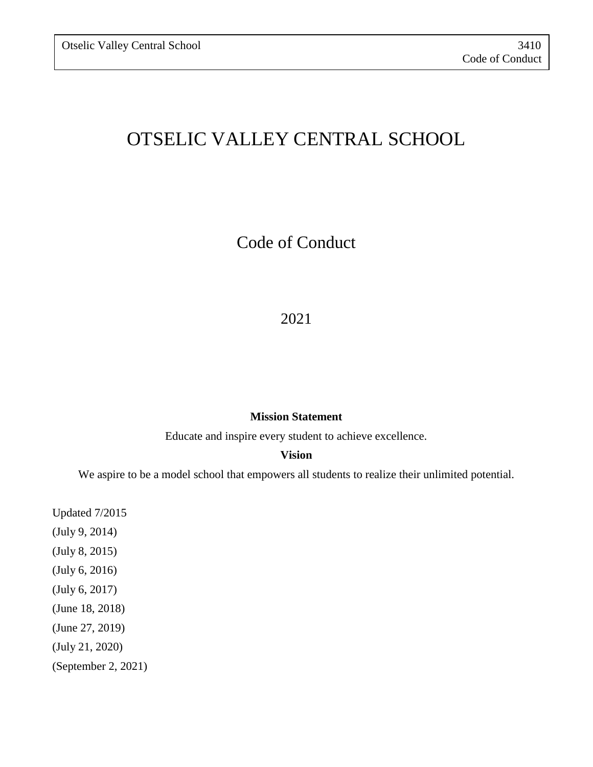# OTSELIC VALLEY CENTRAL SCHOOL

## Code of Conduct

2021

**Mission Statement**

Educate and inspire every student to achieve excellence.

**Vision**

We aspire to be a model school that empowers all students to realize their unlimited potential.

Updated 7/2015

(July 9, 2014)

(July 8, 2015)

(July 6, 2016)

(July 6, 2017)

(June 18, 2018)

(June 27, 2019)

(July 21, 2020)

(September 2, 2021)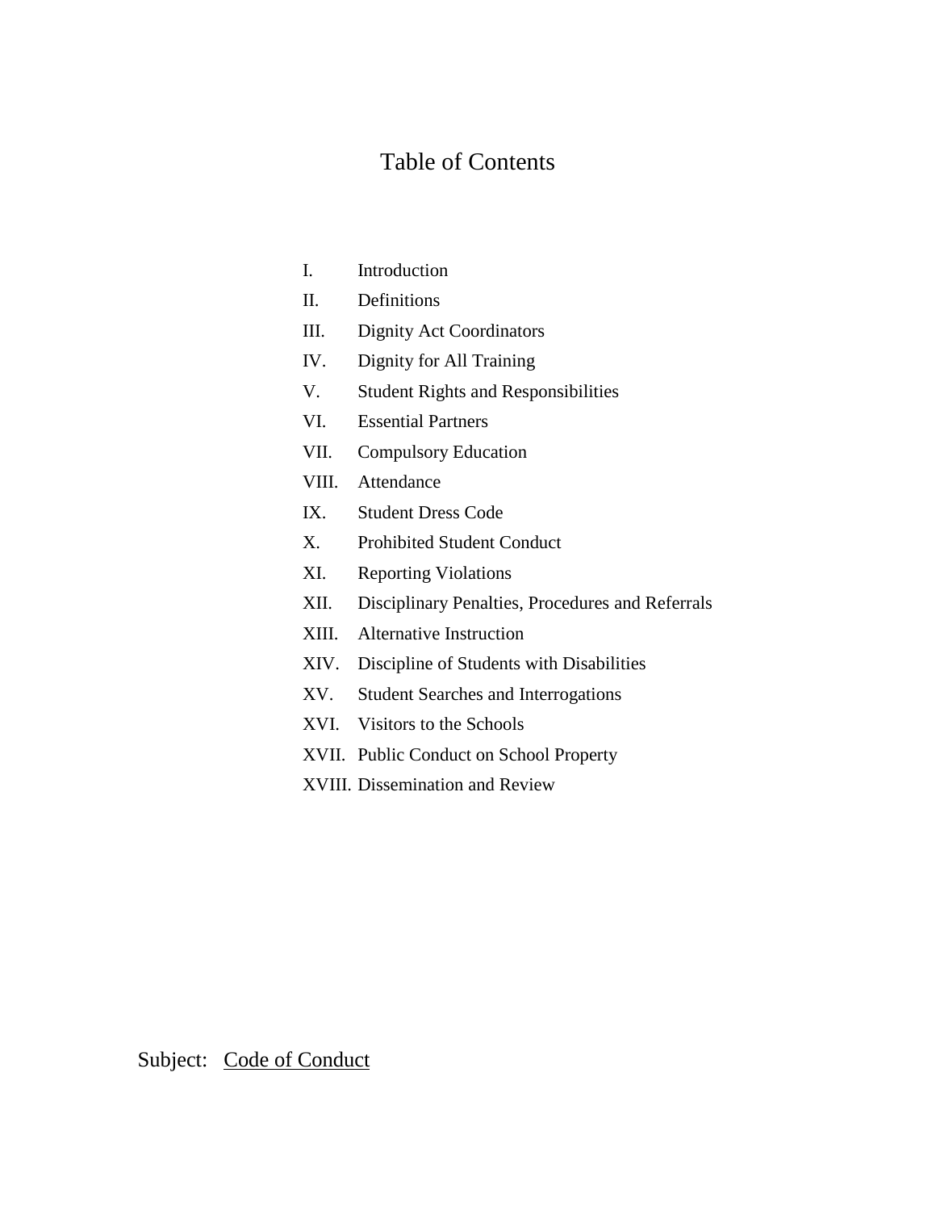# Table of Contents

I. Introduction

II. Definitions

III. Dignity Act Coordinators

IV. Dignity for All Training

V. Student Rights and Responsibilities

VI. Essential Partners

VII. Compulsory Education

VIII. Attendance

IX. Student Dress Code

X. Prohibited Student Conduct

XI. Reporting Violations

XII. Disciplinary Penalties, Procedures and Referrals

XIII. Alternative Instruction

XIV. Discipline of Students with Disabilities

XV. Student Searches and Interrogations

XVI. Visitors to the Schools

XVII. Public Conduct on School Property

XVIII. Dissemination and Review

Subject: Code of Conduct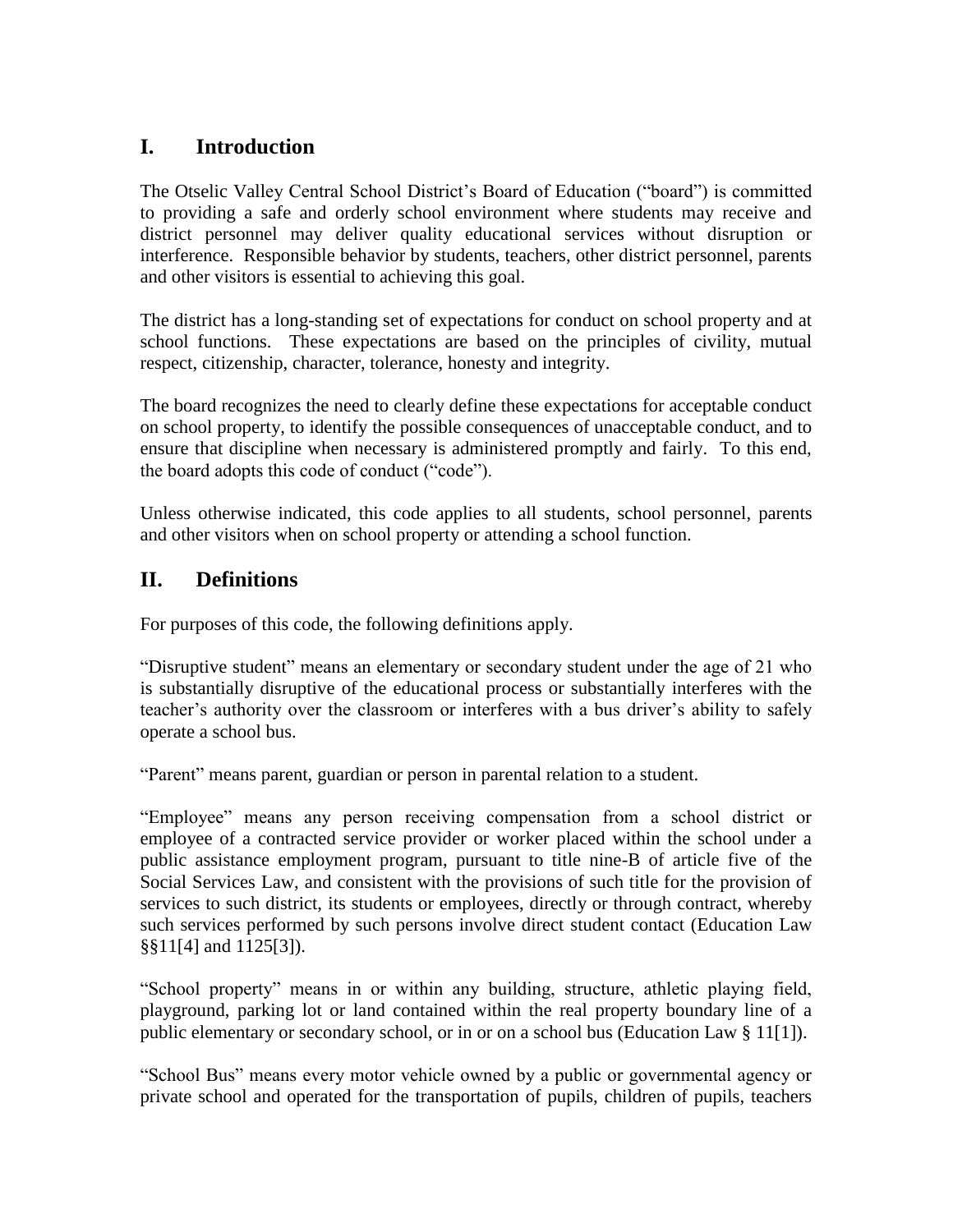## I. Introduction

The Otselic Valley Central School District's Board of Education ("board") is committed to providing a safe and orderly school environment where students may receive and district personnel may deliver quality educational services without disruption or interference. Responsible behavior by students, teachers, other district personnel, parents and other visitors is essential to achieving this goal.

The district has a long-standing set of expectations for conduct on school property and at school functions. These expectations are based on the principles of civility, mutual respect, citizenship, character, tolerance, honesty and integrity.

The board recognizes the need to clearly define these expectations for acceptable conduct on school property, to identify the possible consequences of unacceptable conduct, and to ensure that discipline when necessary is administered promptly and fairly. To this end, the board adopts this code of conduct ("code").

Unless otherwise indicated, this code applies to all students, school personnel, parents and other visitors when on school property or attending a school function.

## II. Definitions

For purposes of this code, the following definitions apply.

"Disruptive student" means an elementary or secondary student under the age of 21 who is substantially disruptive of the educational process or substantially interferes with the teacher's authority over the classroom or interferes with a bus driver's ability to safely operate a school bus.

"Parent" means parent, guardian or person in parental relation to a student.

"Employee" means any person receiving compensation from a school district or employee of a contracted service provider or worker placed within the school under a public assistance employment program, pursuant to title nine-B of article five of the Social Services Law, and consistent with the provisions of such title for the provision of services to such district, its students or employees, directly or through contract, whereby such services performed by such persons involve direct student contact (Education Law §§11[4] and 1125[3]).

"School property" means in or within any building, structure, athletic playing field, playground, parking lot or land contained within the real property boundary line of a public elementary or secondary school, or in or on a school bus (Education Law § 11[1]).

"School Bus" means every motor vehicle owned by a public or governmental agency or private school and operated for the transportation of pupils, children of pupils, teachers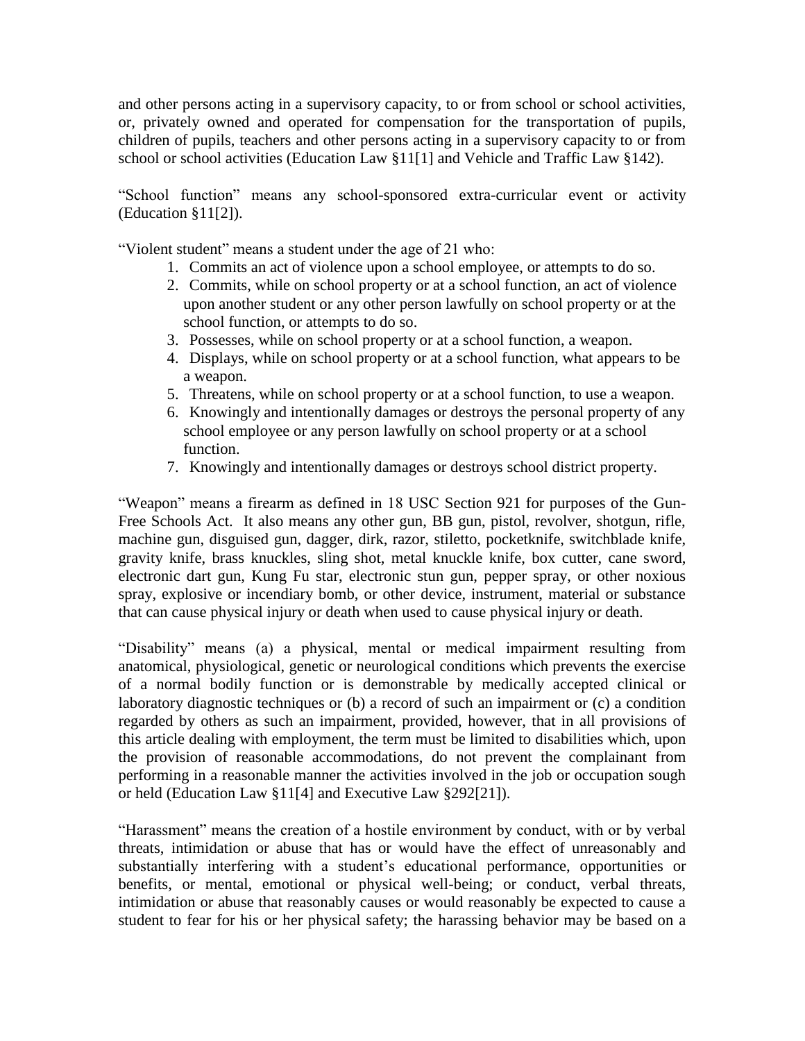and other persons acting in a supervisory capacity, to or from school or school activities, or, privately owned and operated for compensation for the transportation of pupils, children of pupils, teachers and other persons acting in a supervisory capacity to or from school or school activities (Education Law §11[1] and Vehicle and Traffic Law §142).

"School function" means any school-sponsored extra-curricular event or activity (Education §11[2]).

"Violent student" means a student under the age of 21 who:

1. Commits an act of violence upon a school employee, or attempts to do so.
2. Commits, while on school property or at a school function, an act of violence upon another student or any other person lawfully on school property or at the school function, or attempts to do so.
3. Possesses, while on school property or at a school function, a weapon.
4. Displays, while on school property or at a school function, what appears to be a weapon.
5. Threatens, while on school property or at a school function, to use a weapon.
6. Knowingly and intentionally damages or destroys the personal property of any school employee or any person lawfully on school property or at a school function.
7. Knowingly and intentionally damages or destroys school district property.

"Weapon" means a firearm as defined in 18 USC Section 921 for purposes of the Gun-Free Schools Act. It also means any other gun, BB gun, pistol, revolver, shotgun, rifle, machine gun, disguised gun, dagger, dirk, razor, stiletto, pocketknife, switchblade knife, gravity knife, brass knuckles, sling shot, metal knuckle knife, box cutter, cane sword, electronic dart gun, Kung Fu star, electronic stun gun, pepper spray, or other noxious spray, explosive or incendiary bomb, or other device, instrument, material or substance that can cause physical injury or death when used to cause physical injury or death.

"Disability" means (a) a physical, mental or medical impairment resulting from anatomical, physiological, genetic or neurological conditions which prevents the exercise of a normal bodily function or is demonstrable by medically accepted clinical or laboratory diagnostic techniques or (b) a record of such an impairment or (c) a condition regarded by others as such an impairment, provided, however, that in all provisions of this article dealing with employment, the term must be limited to disabilities which, upon the provision of reasonable accommodations, do not prevent the complainant from performing in a reasonable manner the activities involved in the job or occupation sough or held (Education Law §11[4] and Executive Law §292[21]).

"Harassment" means the creation of a hostile environment by conduct, with or by verbal threats, intimidation or abuse that has or would have the effect of unreasonably and substantially interfering with a student's educational performance, opportunities or benefits, or mental, emotional or physical well-being; or conduct, verbal threats, intimidation or abuse that reasonably causes or would reasonably be expected to cause a student to fear for his or her physical safety; the harassing behavior may be based on a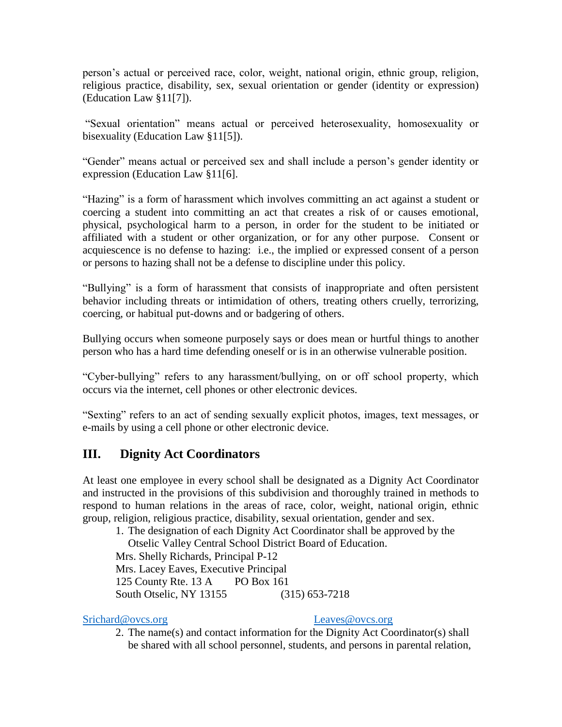person's actual or perceived race, color, weight, national origin, ethnic group, religion, religious practice, disability, sex, sexual orientation or gender (identity or expression) (Education Law §11[7]).

"Sexual orientation" means actual or perceived heterosexuality, homosexuality or bisexuality (Education Law §11[5]).

"Gender" means actual or perceived sex and shall include a person's gender identity or expression (Education Law §11[6].

"Hazing" is a form of harassment which involves committing an act against a student or coercing a student into committing an act that creates a risk of or causes emotional, physical, psychological harm to a person, in order for the student to be initiated or affiliated with a student or other organization, or for any other purpose. Consent or acquiescence is no defense to hazing: i.e., the implied or expressed consent of a person or persons to hazing shall not be a defense to discipline under this policy.

"Bullying" is a form of harassment that consists of inappropriate and often persistent behavior including threats or intimidation of others, treating others cruelly, terrorizing, coercing, or habitual put-downs and or badgering of others.

Bullying occurs when someone purposely says or does mean or hurtful things to another person who has a hard time defending oneself or is in an otherwise vulnerable position.

"Cyber-bullying" refers to any harassment/bullying, on or off school property, which occurs via the internet, cell phones or other electronic devices.

"Sexting" refers to an act of sending sexually explicit photos, images, text messages, or e-mails by using a cell phone or other electronic device.

## III. Dignity Act Coordinators

At least one employee in every school shall be designated as a Dignity Act Coordinator and instructed in the provisions of this subdivision and thoroughly trained in methods to respond to human relations in the areas of race, color, weight, national origin, ethnic group, religion, religious practice, disability, sexual orientation, gender and sex.

1. The designation of each Dignity Act Coordinator shall be approved by the Otselic Valley Central School District Board of Education.

   Mrs. Shelly Richards, Principal P-12
   Mrs. Lacey Eaves, Executive Principal
   125 County Rte. 13 A PO Box 161
   South Otselic, NY 13155 (315) 653-7218

   Srichard@ovcs.org Leaves@ovcs.org

2. The name(s) and contact information for the Dignity Act Coordinator(s) shall be shared with all school personnel, students, and persons in parental relation,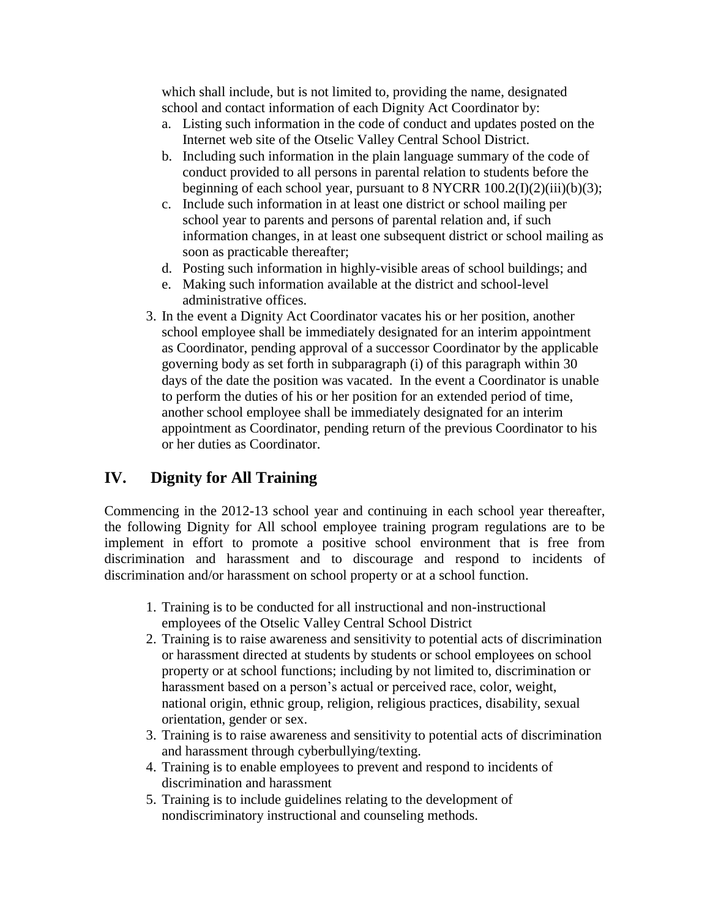which shall include, but is not limited to, providing the name, designated school and contact information of each Dignity Act Coordinator by:

a. Listing such information in the code of conduct and updates posted on the Internet web site of the Otselic Valley Central School District.
b. Including such information in the plain language summary of the code of conduct provided to all persons in parental relation to students before the beginning of each school year, pursuant to 8 NYCRR 100.2(I)(2)(iii)(b)(3);
c. Include such information in at least one district or school mailing per school year to parents and persons of parental relation and, if such information changes, in at least one subsequent district or school mailing as soon as practicable thereafter;
d. Posting such information in highly-visible areas of school buildings; and
e. Making such information available at the district and school-level administrative offices.

3. In the event a Dignity Act Coordinator vacates his or her position, another school employee shall be immediately designated for an interim appointment as Coordinator, pending approval of a successor Coordinator by the applicable governing body as set forth in subparagraph (i) of this paragraph within 30 days of the date the position was vacated. In the event a Coordinator is unable to perform the duties of his or her position for an extended period of time, another school employee shall be immediately designated for an interim appointment as Coordinator, pending return of the previous Coordinator to his or her duties as Coordinator.

## IV. Dignity for All Training

Commencing in the 2012-13 school year and continuing in each school year thereafter, the following Dignity for All school employee training program regulations are to be implement in effort to promote a positive school environment that is free from discrimination and harassment and to discourage and respond to incidents of discrimination and/or harassment on school property or at a school function.

1. Training is to be conducted for all instructional and non-instructional employees of the Otselic Valley Central School District
2. Training is to raise awareness and sensitivity to potential acts of discrimination or harassment directed at students by students or school employees on school property or at school functions; including by not limited to, discrimination or harassment based on a person's actual or perceived race, color, weight, national origin, ethnic group, religion, religious practices, disability, sexual orientation, gender or sex.
3. Training is to raise awareness and sensitivity to potential acts of discrimination and harassment through cyberbullying/texting.
4. Training is to enable employees to prevent and respond to incidents of discrimination and harassment
5. Training is to include guidelines relating to the development of nondiscriminatory instructional and counseling methods.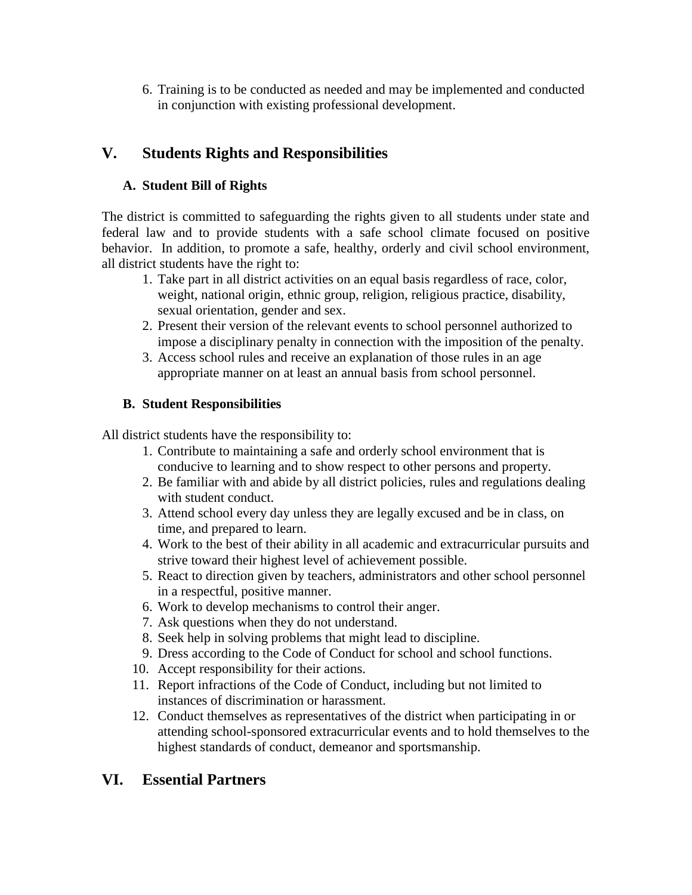6. Training is to be conducted as needed and may be implemented and conducted in conjunction with existing professional development.

## V. Students Rights and Responsibilities

### A. Student Bill of Rights

The district is committed to safeguarding the rights given to all students under state and federal law and to provide students with a safe school climate focused on positive behavior. In addition, to promote a safe, healthy, orderly and civil school environment, all district students have the right to:

1. Take part in all district activities on an equal basis regardless of race, color, weight, national origin, ethnic group, religion, religious practice, disability, sexual orientation, gender and sex.
2. Present their version of the relevant events to school personnel authorized to impose a disciplinary penalty in connection with the imposition of the penalty.
3. Access school rules and receive an explanation of those rules in an age appropriate manner on at least an annual basis from school personnel.

### B. Student Responsibilities

All district students have the responsibility to:

1. Contribute to maintaining a safe and orderly school environment that is conducive to learning and to show respect to other persons and property.
2. Be familiar with and abide by all district policies, rules and regulations dealing with student conduct.
3. Attend school every day unless they are legally excused and be in class, on time, and prepared to learn.
4. Work to the best of their ability in all academic and extracurricular pursuits and strive toward their highest level of achievement possible.
5. React to direction given by teachers, administrators and other school personnel in a respectful, positive manner.
6. Work to develop mechanisms to control their anger.
7. Ask questions when they do not understand.
8. Seek help in solving problems that might lead to discipline.
9. Dress according to the Code of Conduct for school and school functions.
10. Accept responsibility for their actions.
11. Report infractions of the Code of Conduct, including but not limited to instances of discrimination or harassment.
12. Conduct themselves as representatives of the district when participating in or attending school-sponsored extracurricular events and to hold themselves to the highest standards of conduct, demeanor and sportsmanship.

## VI. Essential Partners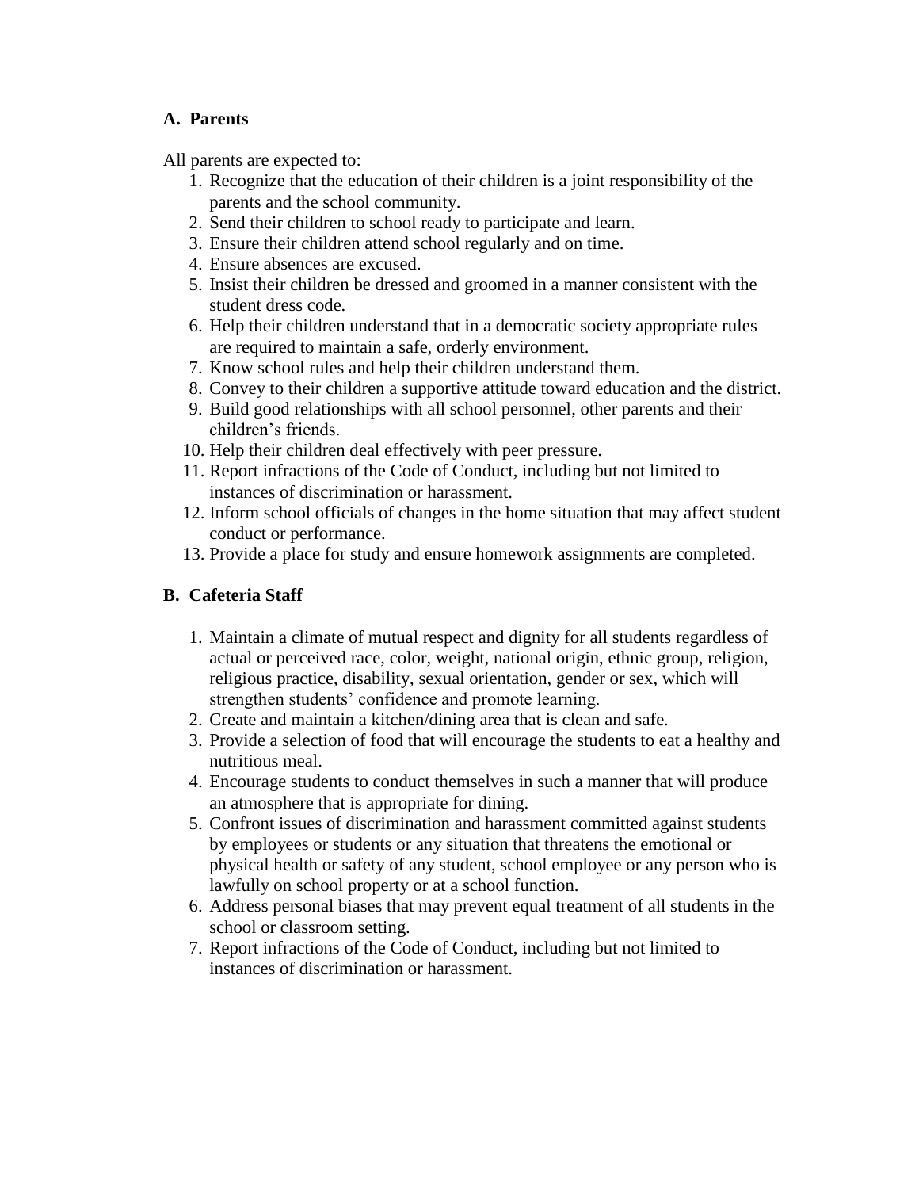### A. Parents

All parents are expected to:

1. Recognize that the education of their children is a joint responsibility of the parents and the school community.
2. Send their children to school ready to participate and learn.
3. Ensure their children attend school regularly and on time.
4. Ensure absences are excused.
5. Insist their children be dressed and groomed in a manner consistent with the student dress code.
6. Help their children understand that in a democratic society appropriate rules are required to maintain a safe, orderly environment.
7. Know school rules and help their children understand them.
8. Convey to their children a supportive attitude toward education and the district.
9. Build good relationships with all school personnel, other parents and their children's friends.
10. Help their children deal effectively with peer pressure.
11. Report infractions of the Code of Conduct, including but not limited to instances of discrimination or harassment.
12. Inform school officials of changes in the home situation that may affect student conduct or performance.
13. Provide a place for study and ensure homework assignments are completed.

### B. Cafeteria Staff

1. Maintain a climate of mutual respect and dignity for all students regardless of actual or perceived race, color, weight, national origin, ethnic group, religion, religious practice, disability, sexual orientation, gender or sex, which will strengthen students' confidence and promote learning.
2. Create and maintain a kitchen/dining area that is clean and safe.
3. Provide a selection of food that will encourage the students to eat a healthy and nutritious meal.
4. Encourage students to conduct themselves in such a manner that will produce an atmosphere that is appropriate for dining.
5. Confront issues of discrimination and harassment committed against students by employees or students or any situation that threatens the emotional or physical health or safety of any student, school employee or any person who is lawfully on school property or at a school function.
6. Address personal biases that may prevent equal treatment of all students in the school or classroom setting.
7. Report infractions of the Code of Conduct, including but not limited to instances of discrimination or harassment.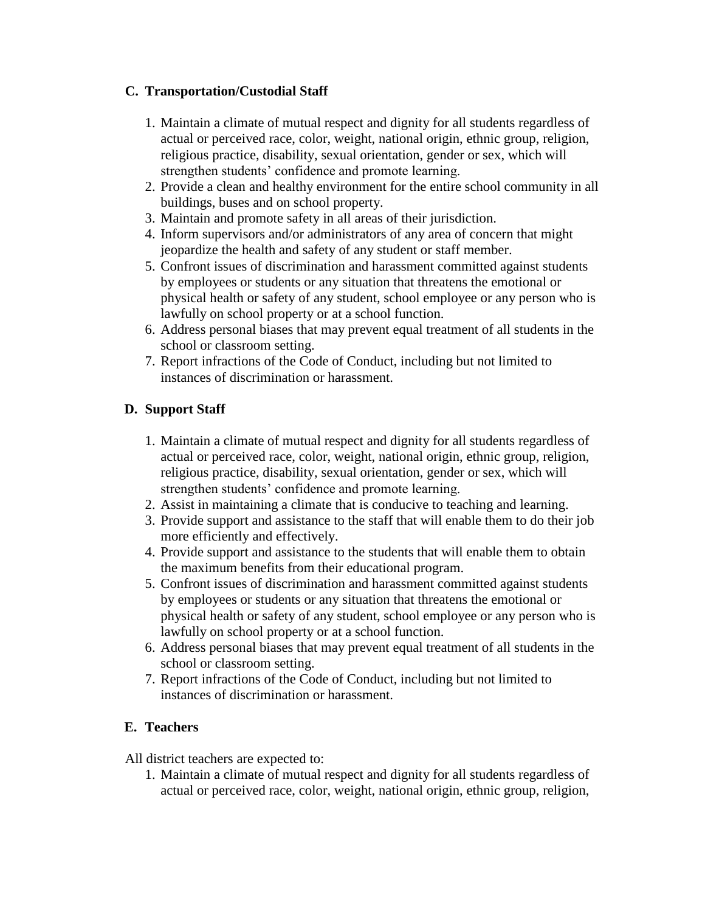### C. Transportation/Custodial Staff

1. Maintain a climate of mutual respect and dignity for all students regardless of actual or perceived race, color, weight, national origin, ethnic group, religion, religious practice, disability, sexual orientation, gender or sex, which will strengthen students' confidence and promote learning.
2. Provide a clean and healthy environment for the entire school community in all buildings, buses and on school property.
3. Maintain and promote safety in all areas of their jurisdiction.
4. Inform supervisors and/or administrators of any area of concern that might jeopardize the health and safety of any student or staff member.
5. Confront issues of discrimination and harassment committed against students by employees or students or any situation that threatens the emotional or physical health or safety of any student, school employee or any person who is lawfully on school property or at a school function.
6. Address personal biases that may prevent equal treatment of all students in the school or classroom setting.
7. Report infractions of the Code of Conduct, including but not limited to instances of discrimination or harassment.

### D. Support Staff

1. Maintain a climate of mutual respect and dignity for all students regardless of actual or perceived race, color, weight, national origin, ethnic group, religion, religious practice, disability, sexual orientation, gender or sex, which will strengthen students' confidence and promote learning.
2. Assist in maintaining a climate that is conducive to teaching and learning.
3. Provide support and assistance to the staff that will enable them to do their job more efficiently and effectively.
4. Provide support and assistance to the students that will enable them to obtain the maximum benefits from their educational program.
5. Confront issues of discrimination and harassment committed against students by employees or students or any situation that threatens the emotional or physical health or safety of any student, school employee or any person who is lawfully on school property or at a school function.
6. Address personal biases that may prevent equal treatment of all students in the school or classroom setting.
7. Report infractions of the Code of Conduct, including but not limited to instances of discrimination or harassment.

### E. Teachers

All district teachers are expected to:

1. Maintain a climate of mutual respect and dignity for all students regardless of actual or perceived race, color, weight, national origin, ethnic group, religion,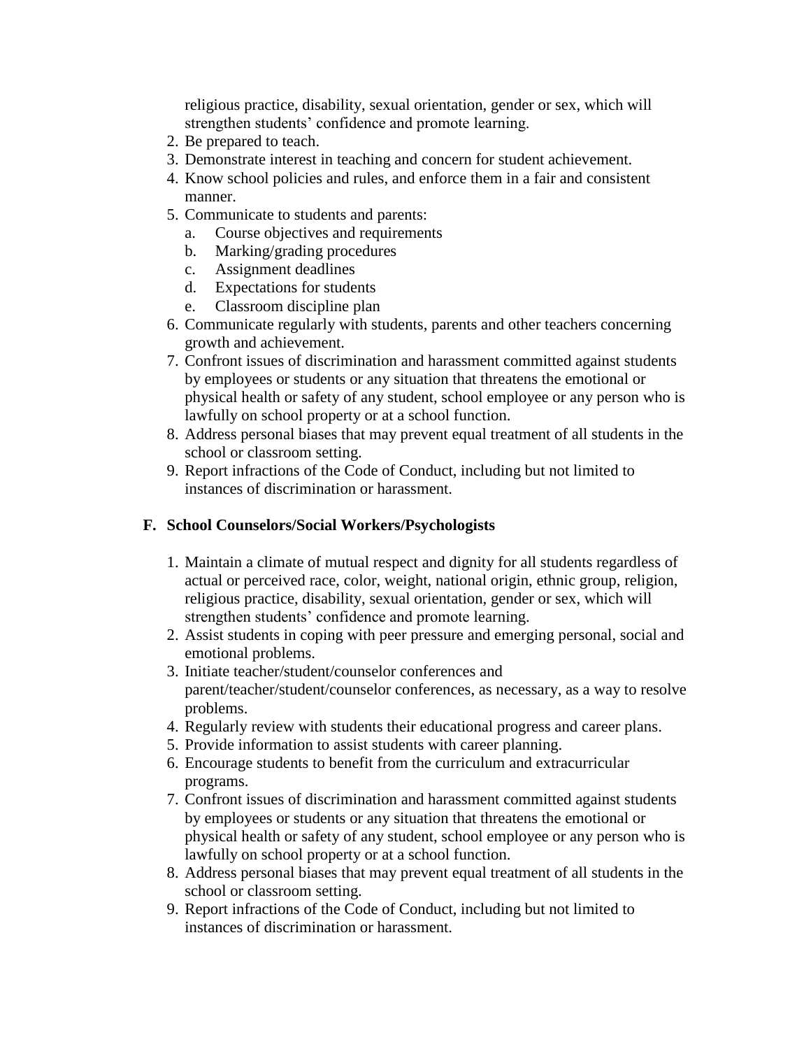religious practice, disability, sexual orientation, gender or sex, which will strengthen students' confidence and promote learning.

2. Be prepared to teach.
3. Demonstrate interest in teaching and concern for student achievement.
4. Know school policies and rules, and enforce them in a fair and consistent manner.
5. Communicate to students and parents:
   a. Course objectives and requirements
   b. Marking/grading procedures
   c. Assignment deadlines
   d. Expectations for students
   e. Classroom discipline plan
6. Communicate regularly with students, parents and other teachers concerning growth and achievement.
7. Confront issues of discrimination and harassment committed against students by employees or students or any situation that threatens the emotional or physical health or safety of any student, school employee or any person who is lawfully on school property or at a school function.
8. Address personal biases that may prevent equal treatment of all students in the school or classroom setting.
9. Report infractions of the Code of Conduct, including but not limited to instances of discrimination or harassment.

### F. School Counselors/Social Workers/Psychologists

1. Maintain a climate of mutual respect and dignity for all students regardless of actual or perceived race, color, weight, national origin, ethnic group, religion, religious practice, disability, sexual orientation, gender or sex, which will strengthen students' confidence and promote learning.
2. Assist students in coping with peer pressure and emerging personal, social and emotional problems.
3. Initiate teacher/student/counselor conferences and parent/teacher/student/counselor conferences, as necessary, as a way to resolve problems.
4. Regularly review with students their educational progress and career plans.
5. Provide information to assist students with career planning.
6. Encourage students to benefit from the curriculum and extracurricular programs.
7. Confront issues of discrimination and harassment committed against students by employees or students or any situation that threatens the emotional or physical health or safety of any student, school employee or any person who is lawfully on school property or at a school function.
8. Address personal biases that may prevent equal treatment of all students in the school or classroom setting.
9. Report infractions of the Code of Conduct, including but not limited to instances of discrimination or harassment.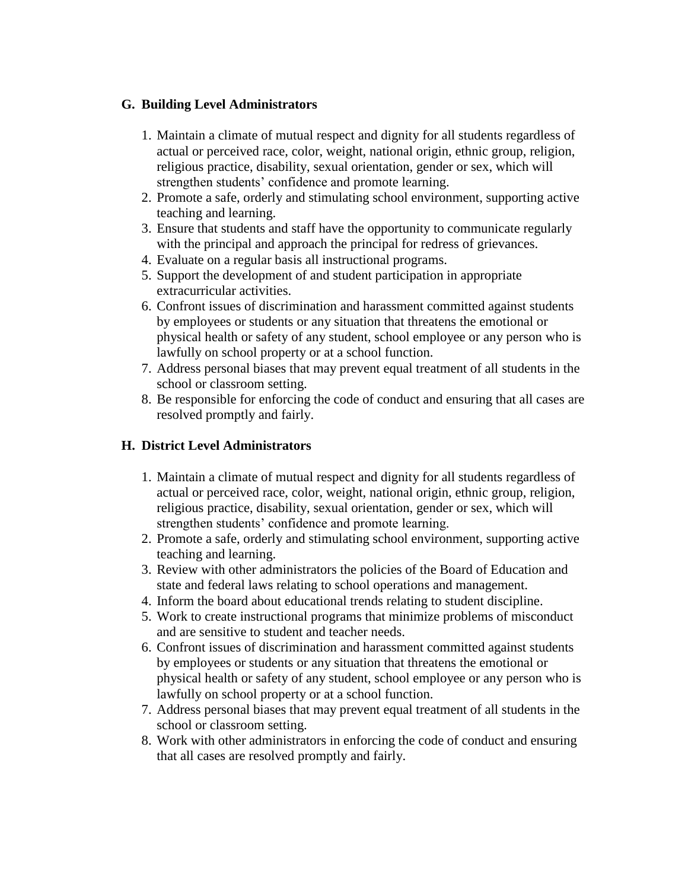### G. Building Level Administrators

1. Maintain a climate of mutual respect and dignity for all students regardless of actual or perceived race, color, weight, national origin, ethnic group, religion, religious practice, disability, sexual orientation, gender or sex, which will strengthen students' confidence and promote learning.
2. Promote a safe, orderly and stimulating school environment, supporting active teaching and learning.
3. Ensure that students and staff have the opportunity to communicate regularly with the principal and approach the principal for redress of grievances.
4. Evaluate on a regular basis all instructional programs.
5. Support the development of and student participation in appropriate extracurricular activities.
6. Confront issues of discrimination and harassment committed against students by employees or students or any situation that threatens the emotional or physical health or safety of any student, school employee or any person who is lawfully on school property or at a school function.
7. Address personal biases that may prevent equal treatment of all students in the school or classroom setting.
8. Be responsible for enforcing the code of conduct and ensuring that all cases are resolved promptly and fairly.

### H. District Level Administrators

1. Maintain a climate of mutual respect and dignity for all students regardless of actual or perceived race, color, weight, national origin, ethnic group, religion, religious practice, disability, sexual orientation, gender or sex, which will strengthen students' confidence and promote learning.
2. Promote a safe, orderly and stimulating school environment, supporting active teaching and learning.
3. Review with other administrators the policies of the Board of Education and state and federal laws relating to school operations and management.
4. Inform the board about educational trends relating to student discipline.
5. Work to create instructional programs that minimize problems of misconduct and are sensitive to student and teacher needs.
6. Confront issues of discrimination and harassment committed against students by employees or students or any situation that threatens the emotional or physical health or safety of any student, school employee or any person who is lawfully on school property or at a school function.
7. Address personal biases that may prevent equal treatment of all students in the school or classroom setting.
8. Work with other administrators in enforcing the code of conduct and ensuring that all cases are resolved promptly and fairly.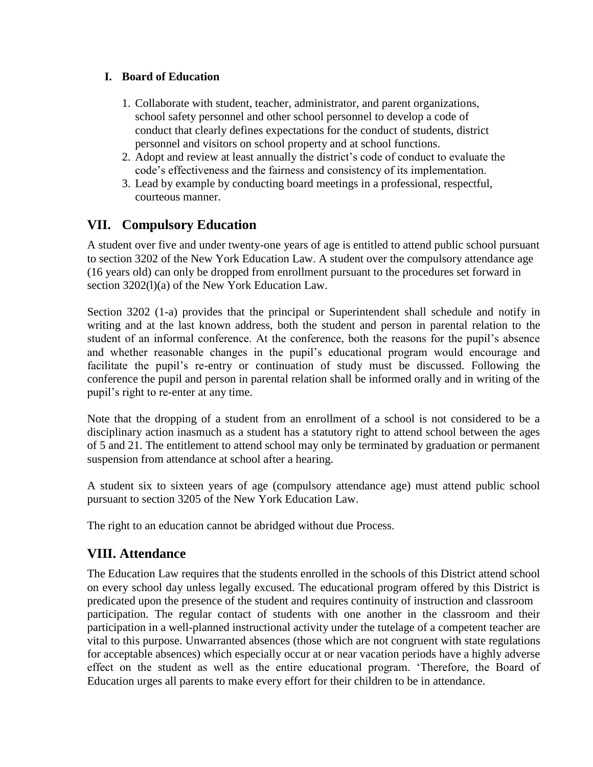### I. Board of Education

1. Collaborate with student, teacher, administrator, and parent organizations, school safety personnel and other school personnel to develop a code of conduct that clearly defines expectations for the conduct of students, district personnel and visitors on school property and at school functions.
2. Adopt and review at least annually the district's code of conduct to evaluate the code's effectiveness and the fairness and consistency of its implementation.
3. Lead by example by conducting board meetings in a professional, respectful, courteous manner.

## VII. Compulsory Education

A student over five and under twenty-one years of age is entitled to attend public school pursuant to section 3202 of the New York Education Law. A student over the compulsory attendance age (16 years old) can only be dropped from enrollment pursuant to the procedures set forward in section 3202(l)(a) of the New York Education Law.

Section 3202 (1-a) provides that the principal or Superintendent shall schedule and notify in writing and at the last known address, both the student and person in parental relation to the student of an informal conference. At the conference, both the reasons for the pupil's absence and whether reasonable changes in the pupil's educational program would encourage and facilitate the pupil's re-entry or continuation of study must be discussed. Following the conference the pupil and person in parental relation shall be informed orally and in writing of the pupil's right to re-enter at any time.

Note that the dropping of a student from an enrollment of a school is not considered to be a disciplinary action inasmuch as a student has a statutory right to attend school between the ages of 5 and 21. The entitlement to attend school may only be terminated by graduation or permanent suspension from attendance at school after a hearing.

A student six to sixteen years of age (compulsory attendance age) must attend public school pursuant to section 3205 of the New York Education Law.

The right to an education cannot be abridged without due Process.

## VIII. Attendance

The Education Law requires that the students enrolled in the schools of this District attend school on every school day unless legally excused. The educational program offered by this District is predicated upon the presence of the student and requires continuity of instruction and classroom participation. The regular contact of students with one another in the classroom and their participation in a well-planned instructional activity under the tutelage of a competent teacher are vital to this purpose. Unwarranted absences (those which are not congruent with state regulations for acceptable absences) which especially occur at or near vacation periods have a highly adverse effect on the student as well as the entire educational program. 'Therefore, the Board of Education urges all parents to make every effort for their children to be in attendance.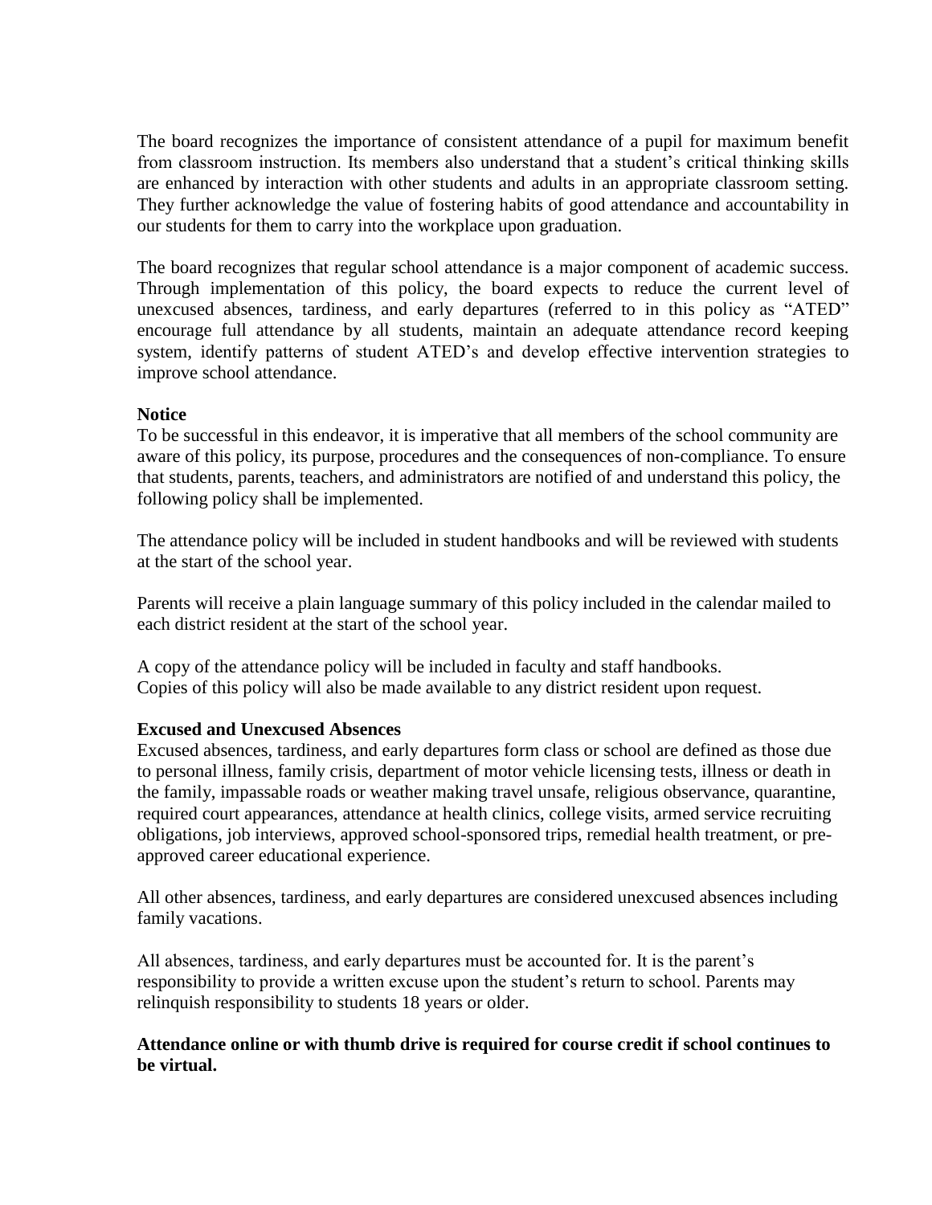The board recognizes the importance of consistent attendance of a pupil for maximum benefit from classroom instruction. Its members also understand that a student's critical thinking skills are enhanced by interaction with other students and adults in an appropriate classroom setting. They further acknowledge the value of fostering habits of good attendance and accountability in our students for them to carry into the workplace upon graduation.

The board recognizes that regular school attendance is a major component of academic success. Through implementation of this policy, the board expects to reduce the current level of unexcused absences, tardiness, and early departures (referred to in this policy as "ATED" encourage full attendance by all students, maintain an adequate attendance record keeping system, identify patterns of student ATED's and develop effective intervention strategies to improve school attendance.

**Notice**

To be successful in this endeavor, it is imperative that all members of the school community are aware of this policy, its purpose, procedures and the consequences of non-compliance. To ensure that students, parents, teachers, and administrators are notified of and understand this policy, the following policy shall be implemented.

The attendance policy will be included in student handbooks and will be reviewed with students at the start of the school year.

Parents will receive a plain language summary of this policy included in the calendar mailed to each district resident at the start of the school year.

A copy of the attendance policy will be included in faculty and staff handbooks.
Copies of this policy will also be made available to any district resident upon request.

**Excused and Unexcused Absences**

Excused absences, tardiness, and early departures form class or school are defined as those due to personal illness, family crisis, department of motor vehicle licensing tests, illness or death in the family, impassable roads or weather making travel unsafe, religious observance, quarantine, required court appearances, attendance at health clinics, college visits, armed service recruiting obligations, job interviews, approved school-sponsored trips, remedial health treatment, or pre-approved career educational experience.

All other absences, tardiness, and early departures are considered unexcused absences including family vacations.

All absences, tardiness, and early departures must be accounted for. It is the parent's responsibility to provide a written excuse upon the student's return to school. Parents may relinquish responsibility to students 18 years or older.

**Attendance online or with thumb drive is required for course credit if school continues to be virtual.**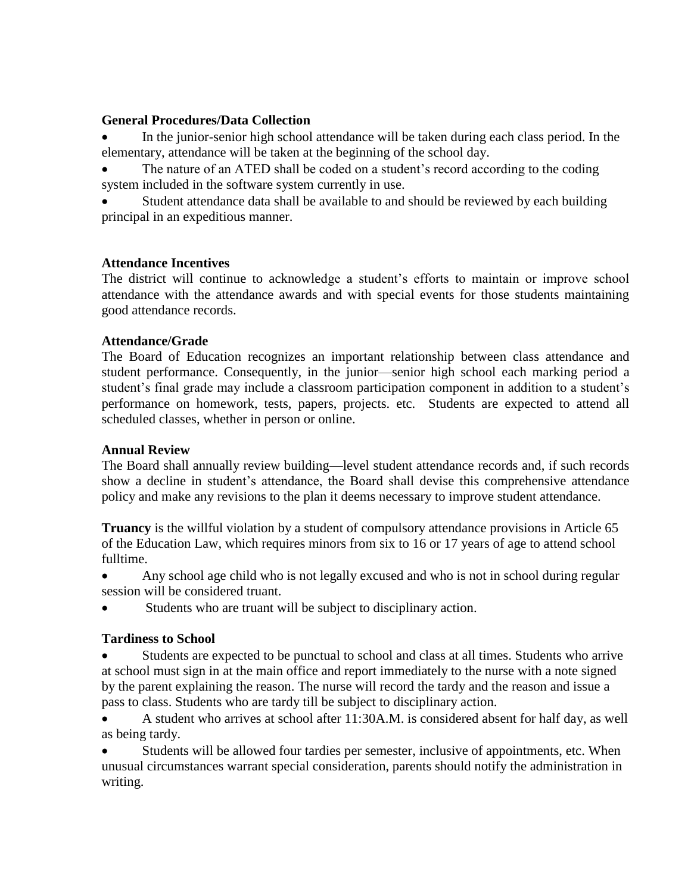**General Procedures/Data Collection**

- In the junior-senior high school attendance will be taken during each class period. In the elementary, attendance will be taken at the beginning of the school day.
- The nature of an ATED shall be coded on a student's record according to the coding system included in the software system currently in use.
- Student attendance data shall be available to and should be reviewed by each building principal in an expeditious manner.

**Attendance Incentives**

The district will continue to acknowledge a student's efforts to maintain or improve school attendance with the attendance awards and with special events for those students maintaining good attendance records.

**Attendance/Grade**

The Board of Education recognizes an important relationship between class attendance and student performance. Consequently, in the junior—senior high school each marking period a student's final grade may include a classroom participation component in addition to a student's performance on homework, tests, papers, projects. etc. Students are expected to attend all scheduled classes, whether in person or online.

**Annual Review**

The Board shall annually review building—level student attendance records and, if such records show a decline in student's attendance, the Board shall devise this comprehensive attendance policy and make any revisions to the plan it deems necessary to improve student attendance.

**Truancy** is the willful violation by a student of compulsory attendance provisions in Article 65 of the Education Law, which requires minors from six to 16 or 17 years of age to attend school fulltime.

- Any school age child who is not legally excused and who is not in school during regular session will be considered truant.
- Students who are truant will be subject to disciplinary action.

**Tardiness to School**

- Students are expected to be punctual to school and class at all times. Students who arrive at school must sign in at the main office and report immediately to the nurse with a note signed by the parent explaining the reason. The nurse will record the tardy and the reason and issue a pass to class. Students who are tardy till be subject to disciplinary action.
- A student who arrives at school after 11:30A.M. is considered absent for half day, as well as being tardy.
- Students will be allowed four tardies per semester, inclusive of appointments, etc. When unusual circumstances warrant special consideration, parents should notify the administration in writing.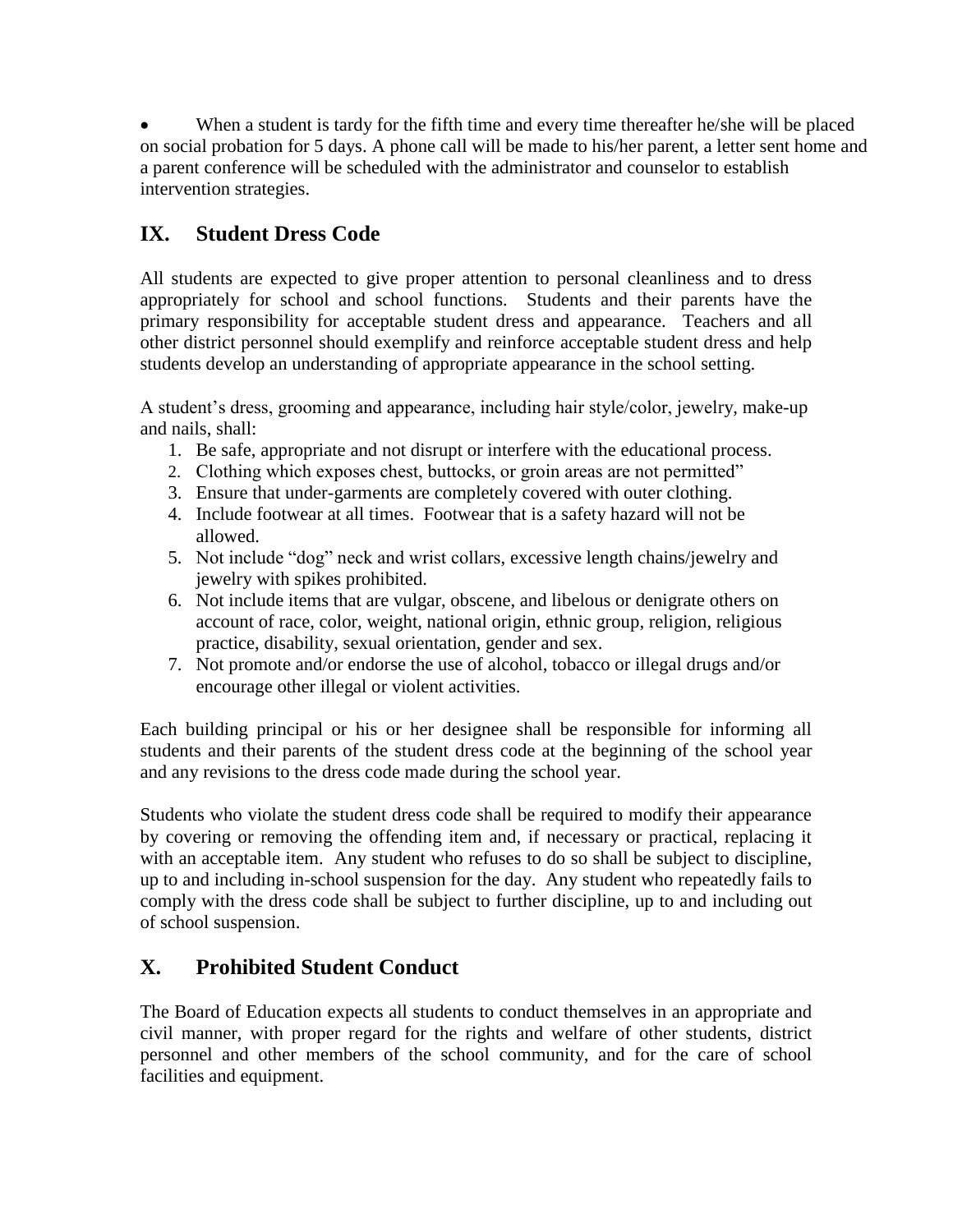- When a student is tardy for the fifth time and every time thereafter he/she will be placed on social probation for 5 days. A phone call will be made to his/her parent, a letter sent home and a parent conference will be scheduled with the administrator and counselor to establish intervention strategies.

## IX. Student Dress Code

All students are expected to give proper attention to personal cleanliness and to dress appropriately for school and school functions. Students and their parents have the primary responsibility for acceptable student dress and appearance. Teachers and all other district personnel should exemplify and reinforce acceptable student dress and help students develop an understanding of appropriate appearance in the school setting.

A student's dress, grooming and appearance, including hair style/color, jewelry, make-up and nails, shall:

1. Be safe, appropriate and not disrupt or interfere with the educational process.
2. Clothing which exposes chest, buttocks, or groin areas are not permitted"
3. Ensure that under-garments are completely covered with outer clothing.
4. Include footwear at all times. Footwear that is a safety hazard will not be allowed.
5. Not include "dog" neck and wrist collars, excessive length chains/jewelry and jewelry with spikes prohibited.
6. Not include items that are vulgar, obscene, and libelous or denigrate others on account of race, color, weight, national origin, ethnic group, religion, religious practice, disability, sexual orientation, gender and sex.
7. Not promote and/or endorse the use of alcohol, tobacco or illegal drugs and/or encourage other illegal or violent activities.

Each building principal or his or her designee shall be responsible for informing all students and their parents of the student dress code at the beginning of the school year and any revisions to the dress code made during the school year.

Students who violate the student dress code shall be required to modify their appearance by covering or removing the offending item and, if necessary or practical, replacing it with an acceptable item. Any student who refuses to do so shall be subject to discipline, up to and including in-school suspension for the day. Any student who repeatedly fails to comply with the dress code shall be subject to further discipline, up to and including out of school suspension.

## X. Prohibited Student Conduct

The Board of Education expects all students to conduct themselves in an appropriate and civil manner, with proper regard for the rights and welfare of other students, district personnel and other members of the school community, and for the care of school facilities and equipment.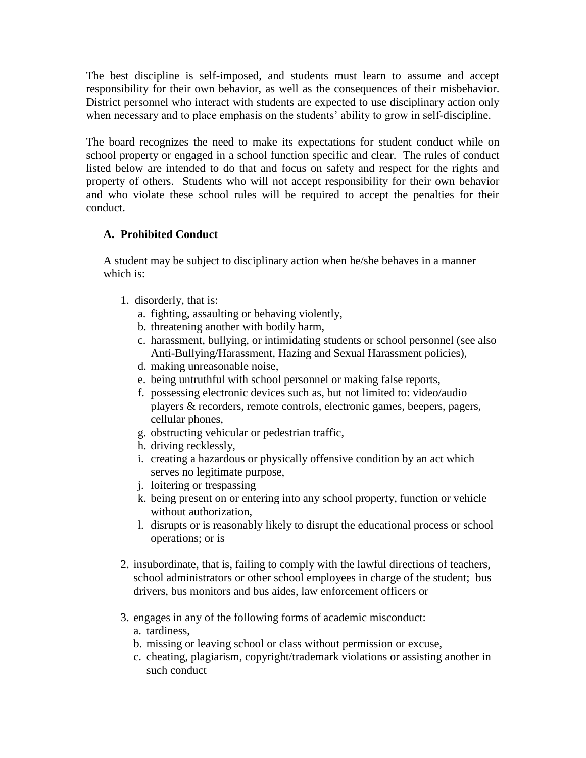The best discipline is self-imposed, and students must learn to assume and accept responsibility for their own behavior, as well as the consequences of their misbehavior. District personnel who interact with students are expected to use disciplinary action only when necessary and to place emphasis on the students' ability to grow in self-discipline.

The board recognizes the need to make its expectations for student conduct while on school property or engaged in a school function specific and clear. The rules of conduct listed below are intended to do that and focus on safety and respect for the rights and property of others. Students who will not accept responsibility for their own behavior and who violate these school rules will be required to accept the penalties for their conduct.

### A. Prohibited Conduct

A student may be subject to disciplinary action when he/she behaves in a manner which is:

1. disorderly, that is:
   a. fighting, assaulting or behaving violently,
   b. threatening another with bodily harm,
   c. harassment, bullying, or intimidating students or school personnel (see also Anti-Bullying/Harassment, Hazing and Sexual Harassment policies),
   d. making unreasonable noise,
   e. being untruthful with school personnel or making false reports,
   f. possessing electronic devices such as, but not limited to: video/audio players & recorders, remote controls, electronic games, beepers, pagers, cellular phones,
   g. obstructing vehicular or pedestrian traffic,
   h. driving recklessly,
   i. creating a hazardous or physically offensive condition by an act which serves no legitimate purpose,
   j. loitering or trespassing
   k. being present on or entering into any school property, function or vehicle without authorization,
   l. disrupts or is reasonably likely to disrupt the educational process or school operations; or is

2. insubordinate, that is, failing to comply with the lawful directions of teachers, school administrators or other school employees in charge of the student; bus drivers, bus monitors and bus aides, law enforcement officers or

3. engages in any of the following forms of academic misconduct:
   a. tardiness,
   b. missing or leaving school or class without permission or excuse,
   c. cheating, plagiarism, copyright/trademark violations or assisting another in such conduct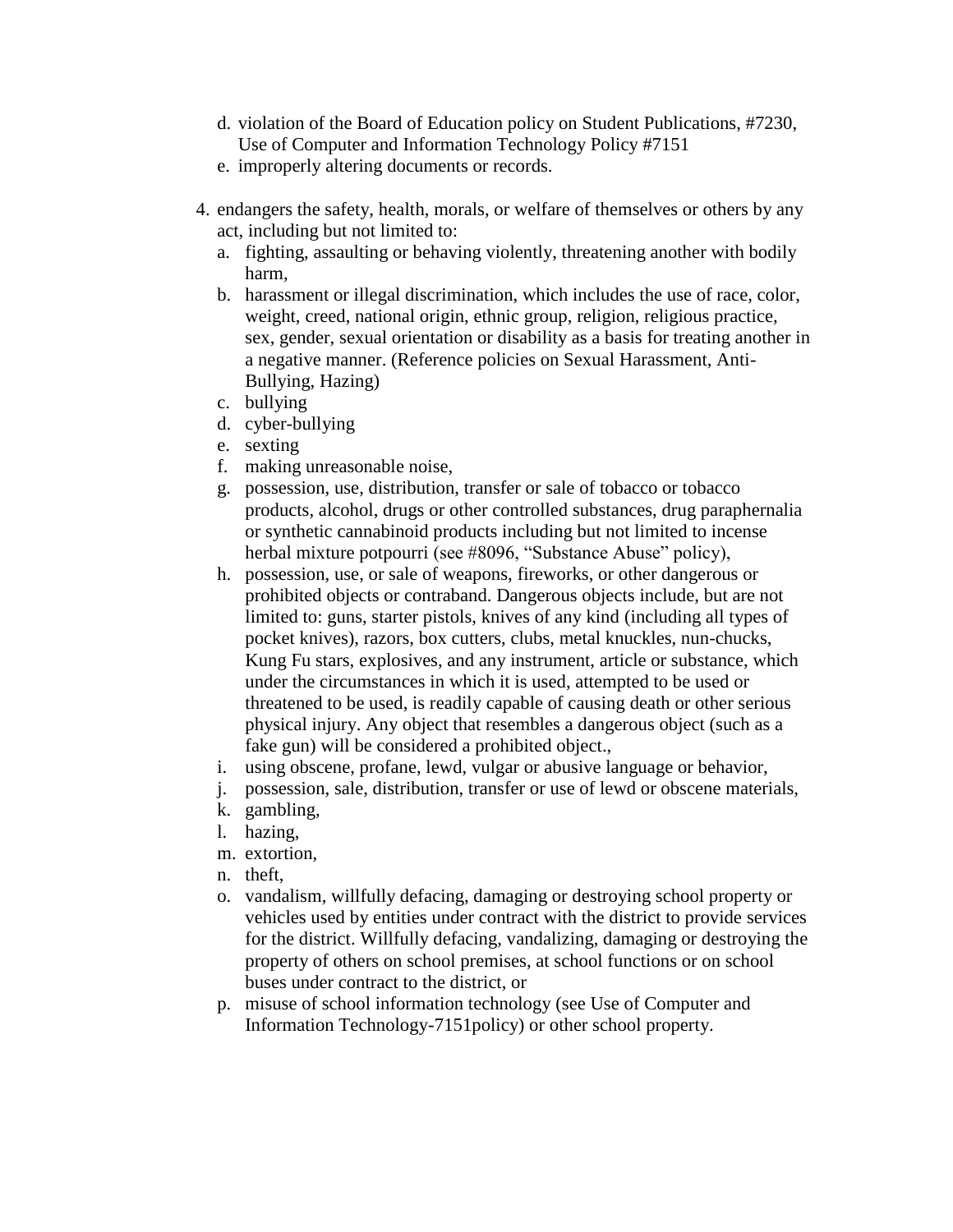d. violation of the Board of Education policy on Student Publications, #7230, Use of Computer and Information Technology Policy #7151
e. improperly altering documents or records.

4. endangers the safety, health, morals, or welfare of themselves or others by any act, including but not limited to:
   a. fighting, assaulting or behaving violently, threatening another with bodily harm,
   b. harassment or illegal discrimination, which includes the use of race, color, weight, creed, national origin, ethnic group, religion, religious practice, sex, gender, sexual orientation or disability as a basis for treating another in a negative manner. (Reference policies on Sexual Harassment, Anti-Bullying, Hazing)
   c. bullying
   d. cyber-bullying
   e. sexting
   f. making unreasonable noise,
   g. possession, use, distribution, transfer or sale of tobacco or tobacco products, alcohol, drugs or other controlled substances, drug paraphernalia or synthetic cannabinoid products including but not limited to incense herbal mixture potpourri (see #8096, "Substance Abuse" policy),
   h. possession, use, or sale of weapons, fireworks, or other dangerous or prohibited objects or contraband. Dangerous objects include, but are not limited to: guns, starter pistols, knives of any kind (including all types of pocket knives), razors, box cutters, clubs, metal knuckles, nun-chucks, Kung Fu stars, explosives, and any instrument, article or substance, which under the circumstances in which it is used, attempted to be used or threatened to be used, is readily capable of causing death or other serious physical injury. Any object that resembles a dangerous object (such as a fake gun) will be considered a prohibited object.,
   i. using obscene, profane, lewd, vulgar or abusive language or behavior,
   j. possession, sale, distribution, transfer or use of lewd or obscene materials,
   k. gambling,
   l. hazing,
   m. extortion,
   n. theft,
   o. vandalism, willfully defacing, damaging or destroying school property or vehicles used by entities under contract with the district to provide services for the district. Willfully defacing, vandalizing, damaging or destroying the property of others on school premises, at school functions or on school buses under contract to the district, or
   p. misuse of school information technology (see Use of Computer and Information Technology-7151policy) or other school property.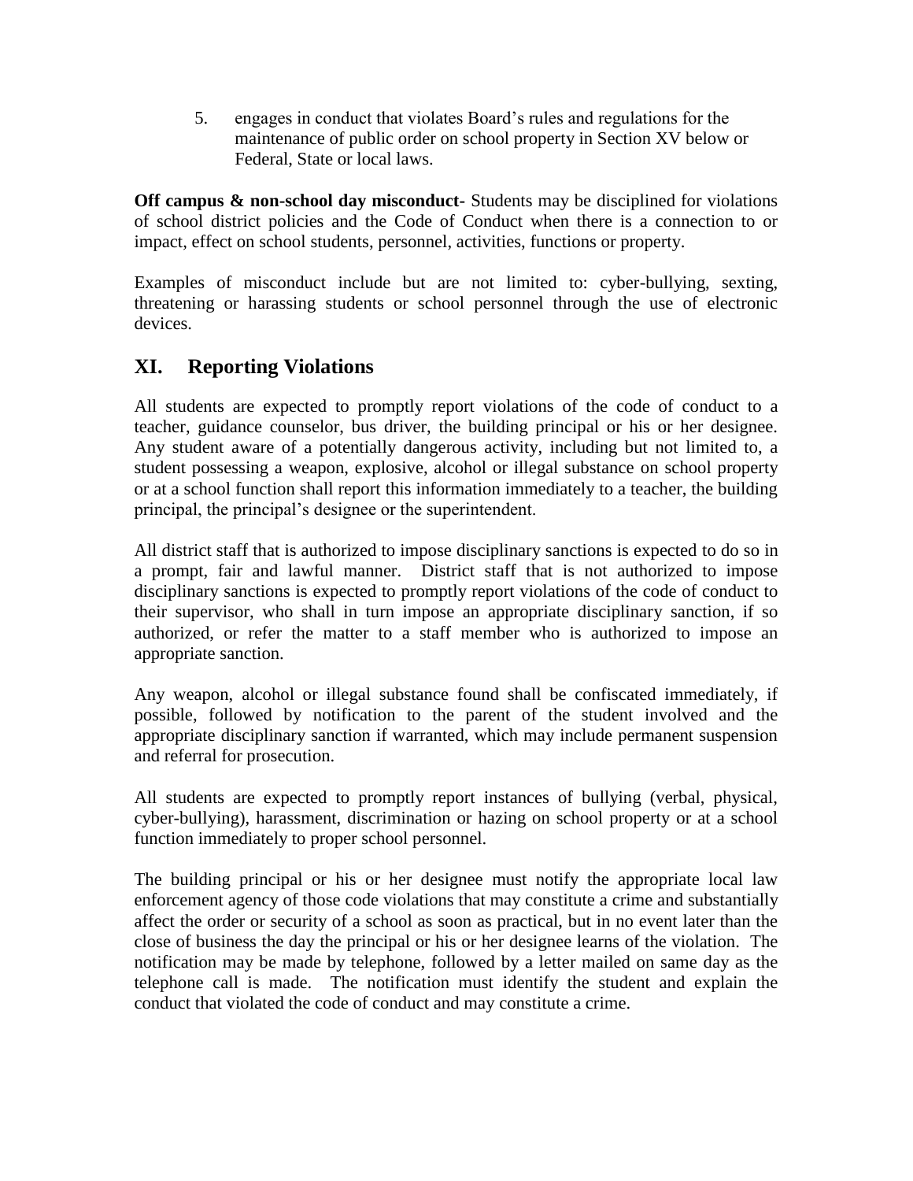5. engages in conduct that violates Board's rules and regulations for the maintenance of public order on school property in Section XV below or Federal, State or local laws.

**Off campus & non-school day misconduct-** Students may be disciplined for violations of school district policies and the Code of Conduct when there is a connection to or impact, effect on school students, personnel, activities, functions or property.

Examples of misconduct include but are not limited to: cyber-bullying, sexting, threatening or harassing students or school personnel through the use of electronic devices.

## XI. Reporting Violations

All students are expected to promptly report violations of the code of conduct to a teacher, guidance counselor, bus driver, the building principal or his or her designee. Any student aware of a potentially dangerous activity, including but not limited to, a student possessing a weapon, explosive, alcohol or illegal substance on school property or at a school function shall report this information immediately to a teacher, the building principal, the principal's designee or the superintendent.

All district staff that is authorized to impose disciplinary sanctions is expected to do so in a prompt, fair and lawful manner. District staff that is not authorized to impose disciplinary sanctions is expected to promptly report violations of the code of conduct to their supervisor, who shall in turn impose an appropriate disciplinary sanction, if so authorized, or refer the matter to a staff member who is authorized to impose an appropriate sanction.

Any weapon, alcohol or illegal substance found shall be confiscated immediately, if possible, followed by notification to the parent of the student involved and the appropriate disciplinary sanction if warranted, which may include permanent suspension and referral for prosecution.

All students are expected to promptly report instances of bullying (verbal, physical, cyber-bullying), harassment, discrimination or hazing on school property or at a school function immediately to proper school personnel.

The building principal or his or her designee must notify the appropriate local law enforcement agency of those code violations that may constitute a crime and substantially affect the order or security of a school as soon as practical, but in no event later than the close of business the day the principal or his or her designee learns of the violation. The notification may be made by telephone, followed by a letter mailed on same day as the telephone call is made. The notification must identify the student and explain the conduct that violated the code of conduct and may constitute a crime.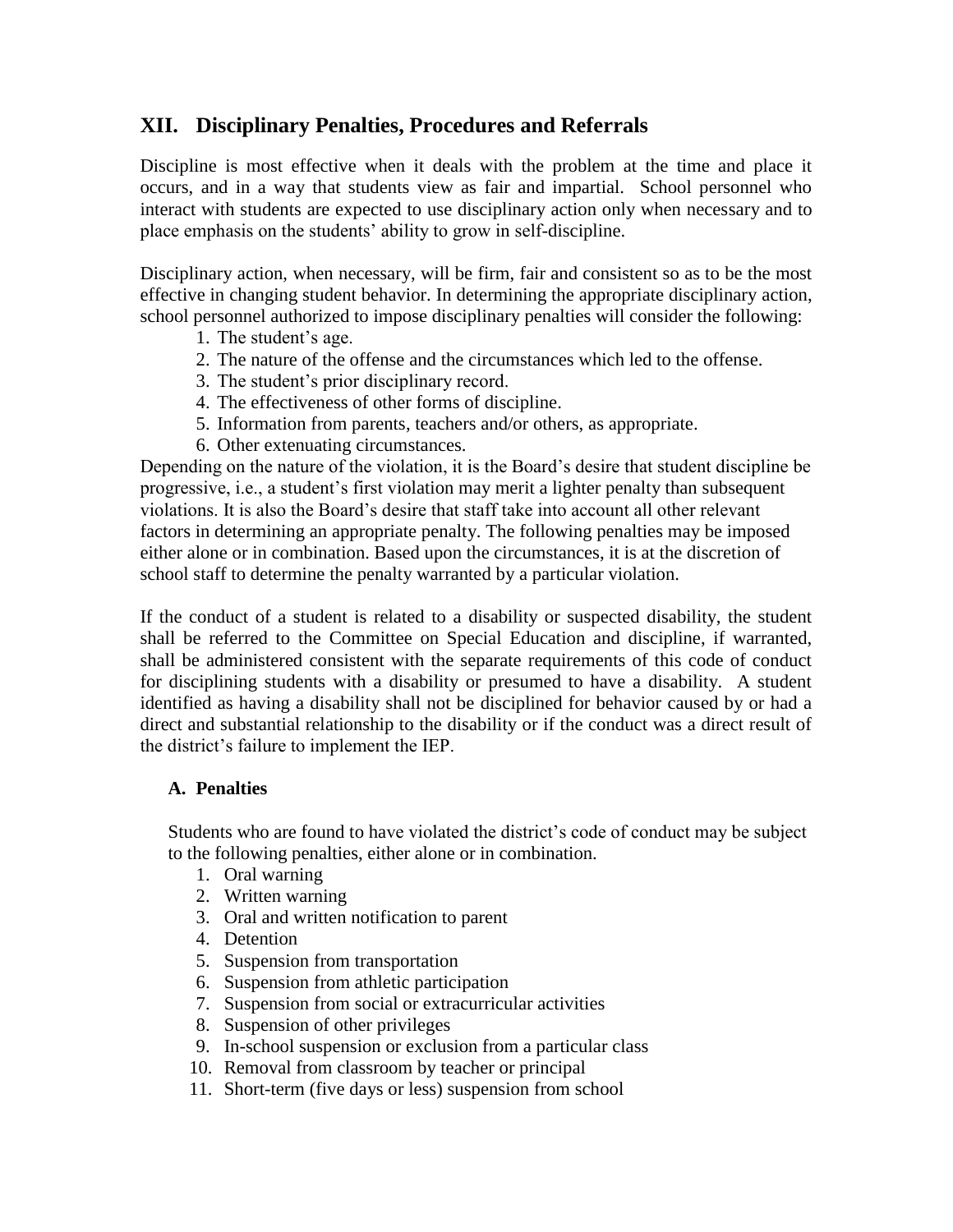## XII. Disciplinary Penalties, Procedures and Referrals

Discipline is most effective when it deals with the problem at the time and place it occurs, and in a way that students view as fair and impartial. School personnel who interact with students are expected to use disciplinary action only when necessary and to place emphasis on the students' ability to grow in self-discipline.

Disciplinary action, when necessary, will be firm, fair and consistent so as to be the most effective in changing student behavior. In determining the appropriate disciplinary action, school personnel authorized to impose disciplinary penalties will consider the following:

1. The student's age.
2. The nature of the offense and the circumstances which led to the offense.
3. The student's prior disciplinary record.
4. The effectiveness of other forms of discipline.
5. Information from parents, teachers and/or others, as appropriate.
6. Other extenuating circumstances.

Depending on the nature of the violation, it is the Board's desire that student discipline be progressive, i.e., a student's first violation may merit a lighter penalty than subsequent violations. It is also the Board's desire that staff take into account all other relevant factors in determining an appropriate penalty. The following penalties may be imposed either alone or in combination. Based upon the circumstances, it is at the discretion of school staff to determine the penalty warranted by a particular violation.

If the conduct of a student is related to a disability or suspected disability, the student shall be referred to the Committee on Special Education and discipline, if warranted, shall be administered consistent with the separate requirements of this code of conduct for disciplining students with a disability or presumed to have a disability. A student identified as having a disability shall not be disciplined for behavior caused by or had a direct and substantial relationship to the disability or if the conduct was a direct result of the district's failure to implement the IEP.

### A. Penalties

Students who are found to have violated the district's code of conduct may be subject to the following penalties, either alone or in combination.

1. Oral warning
2. Written warning
3. Oral and written notification to parent
4. Detention
5. Suspension from transportation
6. Suspension from athletic participation
7. Suspension from social or extracurricular activities
8. Suspension of other privileges
9. In-school suspension or exclusion from a particular class
10. Removal from classroom by teacher or principal
11. Short-term (five days or less) suspension from school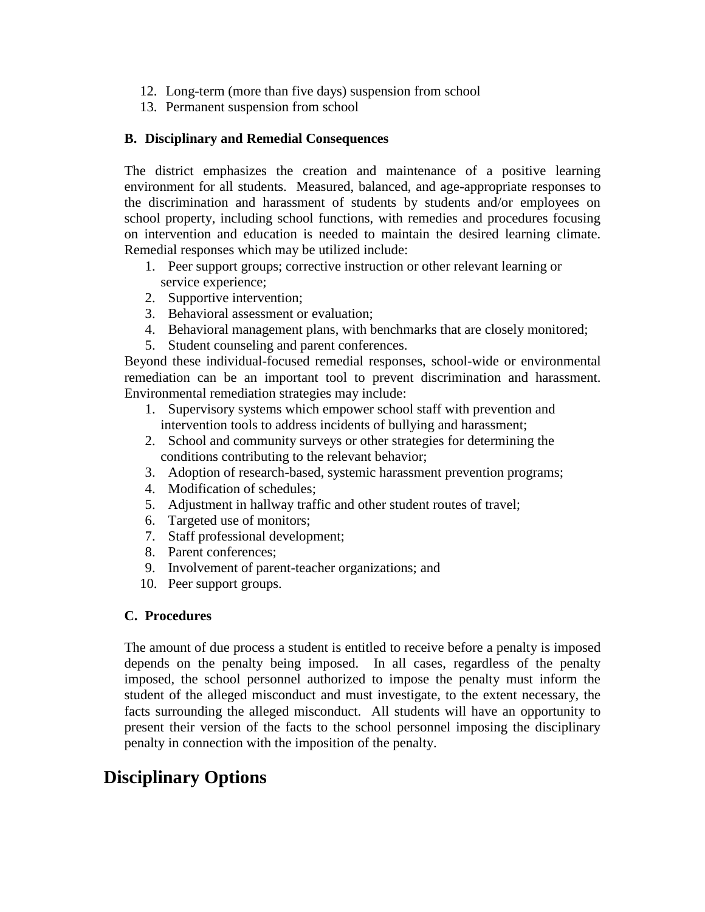12. Long-term (more than five days) suspension from school
13. Permanent suspension from school

### B. Disciplinary and Remedial Consequences

The district emphasizes the creation and maintenance of a positive learning environment for all students. Measured, balanced, and age-appropriate responses to the discrimination and harassment of students by students and/or employees on school property, including school functions, with remedies and procedures focusing on intervention and education is needed to maintain the desired learning climate. Remedial responses which may be utilized include:

1. Peer support groups; corrective instruction or other relevant learning or service experience;
2. Supportive intervention;
3. Behavioral assessment or evaluation;
4. Behavioral management plans, with benchmarks that are closely monitored;
5. Student counseling and parent conferences.

Beyond these individual-focused remedial responses, school-wide or environmental remediation can be an important tool to prevent discrimination and harassment. Environmental remediation strategies may include:

1. Supervisory systems which empower school staff with prevention and intervention tools to address incidents of bullying and harassment;
2. School and community surveys or other strategies for determining the conditions contributing to the relevant behavior;
3. Adoption of research-based, systemic harassment prevention programs;
4. Modification of schedules;
5. Adjustment in hallway traffic and other student routes of travel;
6. Targeted use of monitors;
7. Staff professional development;
8. Parent conferences;
9. Involvement of parent-teacher organizations; and
10. Peer support groups.

### C. Procedures

The amount of due process a student is entitled to receive before a penalty is imposed depends on the penalty being imposed. In all cases, regardless of the penalty imposed, the school personnel authorized to impose the penalty must inform the student of the alleged misconduct and must investigate, to the extent necessary, the facts surrounding the alleged misconduct. All students will have an opportunity to present their version of the facts to the school personnel imposing the disciplinary penalty in connection with the imposition of the penalty.

## Disciplinary Options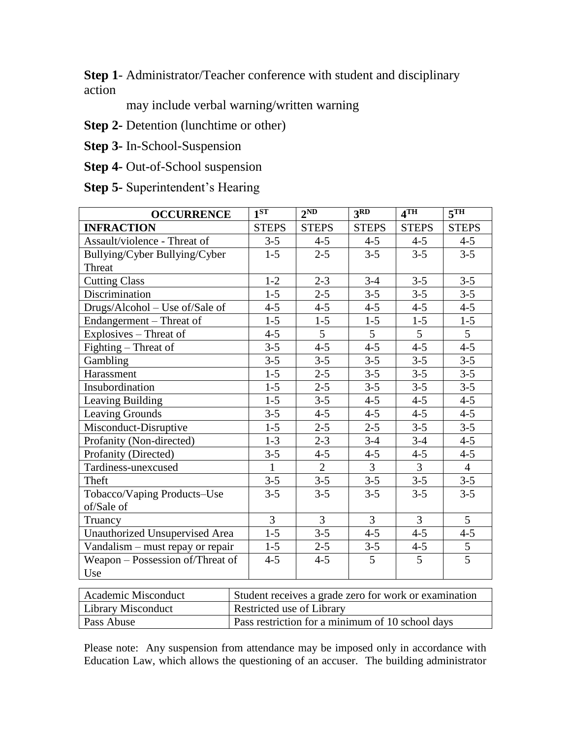**Step 1**- Administrator/Teacher conference with student and disciplinary action

may include verbal warning/written warning

**Step 2-** Detention (lunchtime or other)

**Step 3-** In-School-Suspension

**Step 4-** Out-of-School suspension

**Step 5-** Superintendent's Hearing

| **OCCURRENCE** | **1ST** | **2ND** | **3RD** | **4TH** | **5TH** |
|---|---|---|---|---|---|
| **INFRACTION** | STEPS | STEPS | STEPS | STEPS | STEPS |
| Assault/violence - Threat of | 3-5 | 4-5 | 4-5 | 4-5 | 4-5 |
| Bullying/Cyber Bullying/Cyber Threat | 1-5 | 2-5 | 3-5 | 3-5 | 3-5 |
| Cutting Class | 1-2 | 2-3 | 3-4 | 3-5 | 3-5 |
| Discrimination | 1-5 | 2-5 | 3-5 | 3-5 | 3-5 |
| Drugs/Alcohol – Use of/Sale of | 4-5 | 4-5 | 4-5 | 4-5 | 4-5 |
| Endangerment – Threat of | 1-5 | 1-5 | 1-5 | 1-5 | 1-5 |
| Explosives – Threat of | 4-5 | 5 | 5 | 5 | 5 |
| Fighting – Threat of | 3-5 | 4-5 | 4-5 | 4-5 | 4-5 |
| Gambling | 3-5 | 3-5 | 3-5 | 3-5 | 3-5 |
| Harassment | 1-5 | 2-5 | 3-5 | 3-5 | 3-5 |
| Insubordination | 1-5 | 2-5 | 3-5 | 3-5 | 3-5 |
| Leaving Building | 1-5 | 3-5 | 4-5 | 4-5 | 4-5 |
| Leaving Grounds | 3-5 | 4-5 | 4-5 | 4-5 | 4-5 |
| Misconduct-Disruptive | 1-5 | 2-5 | 2-5 | 3-5 | 3-5 |
| Profanity (Non-directed) | 1-3 | 2-3 | 3-4 | 3-4 | 4-5 |
| Profanity (Directed) | 3-5 | 4-5 | 4-5 | 4-5 | 4-5 |
| Tardiness-unexcused | 1 | 2 | 3 | 3 | 4 |
| Theft | 3-5 | 3-5 | 3-5 | 3-5 | 3-5 |
| Tobacco/Vaping Products–Use of/Sale of | 3-5 | 3-5 | 3-5 | 3-5 | 3-5 |
| Truancy | 3 | 3 | 3 | 3 | 5 |
| Unauthorized Unsupervised Area | 1-5 | 3-5 | 4-5 | 4-5 | 4-5 |
| Vandalism – must repay or repair | 1-5 | 2-5 | 3-5 | 4-5 | 5 |
| Weapon – Possession of/Threat of Use | 4-5 | 4-5 | 5 | 5 | 5 |

| Academic Misconduct | Student receives a grade zero for work or examination |
|---|---|
| Library Misconduct | Restricted use of Library |
| Pass Abuse | Pass restriction for a minimum of 10 school days |

Please note: Any suspension from attendance may be imposed only in accordance with Education Law, which allows the questioning of an accuser. The building administrator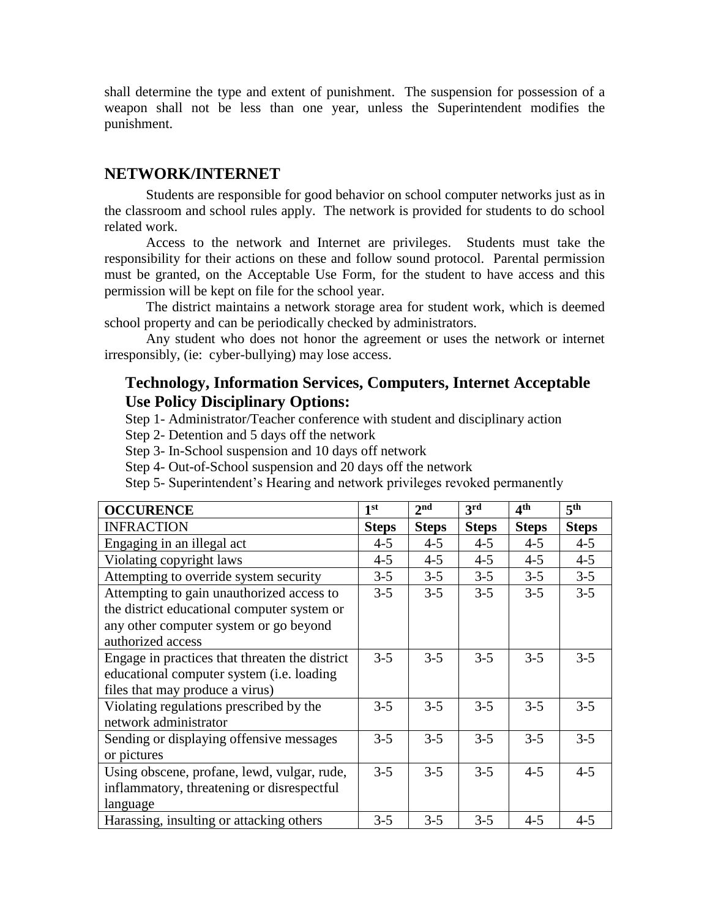shall determine the type and extent of punishment. The suspension for possession of a weapon shall not be less than one year, unless the Superintendent modifies the punishment.

## NETWORK/INTERNET

Students are responsible for good behavior on school computer networks just as in the classroom and school rules apply. The network is provided for students to do school related work.

Access to the network and Internet are privileges. Students must take the responsibility for their actions on these and follow sound protocol. Parental permission must be granted, on the Acceptable Use Form, for the student to have access and this permission will be kept on file for the school year.

The district maintains a network storage area for student work, which is deemed school property and can be periodically checked by administrators.

Any student who does not honor the agreement or uses the network or internet irresponsibly, (ie: cyber-bullying) may lose access.

### Technology, Information Services, Computers, Internet Acceptable Use Policy Disciplinary Options:

Step 1- Administrator/Teacher conference with student and disciplinary action

Step 2- Detention and 5 days off the network

Step 3- In-School suspension and 10 days off network

Step 4- Out-of-School suspension and 20 days off the network

Step 5- Superintendent's Hearing and network privileges revoked permanently

| **OCCURENCE** | **1st** | **2nd** | **3rd** | **4th** | **5th** |
|---|---|---|---|---|---|
| INFRACTION | **Steps** | **Steps** | **Steps** | **Steps** | **Steps** |
| Engaging in an illegal act | 4-5 | 4-5 | 4-5 | 4-5 | 4-5 |
| Violating copyright laws | 4-5 | 4-5 | 4-5 | 4-5 | 4-5 |
| Attempting to override system security | 3-5 | 3-5 | 3-5 | 3-5 | 3-5 |
| Attempting to gain unauthorized access to the district educational computer system or any other computer system or go beyond authorized access | 3-5 | 3-5 | 3-5 | 3-5 | 3-5 |
| Engage in practices that threaten the district educational computer system (i.e. loading files that may produce a virus) | 3-5 | 3-5 | 3-5 | 3-5 | 3-5 |
| Violating regulations prescribed by the network administrator | 3-5 | 3-5 | 3-5 | 3-5 | 3-5 |
| Sending or displaying offensive messages or pictures | 3-5 | 3-5 | 3-5 | 3-5 | 3-5 |
| Using obscene, profane, lewd, vulgar, rude, inflammatory, threatening or disrespectful language | 3-5 | 3-5 | 3-5 | 4-5 | 4-5 |
| Harassing, insulting or attacking others | 3-5 | 3-5 | 3-5 | 4-5 | 4-5 |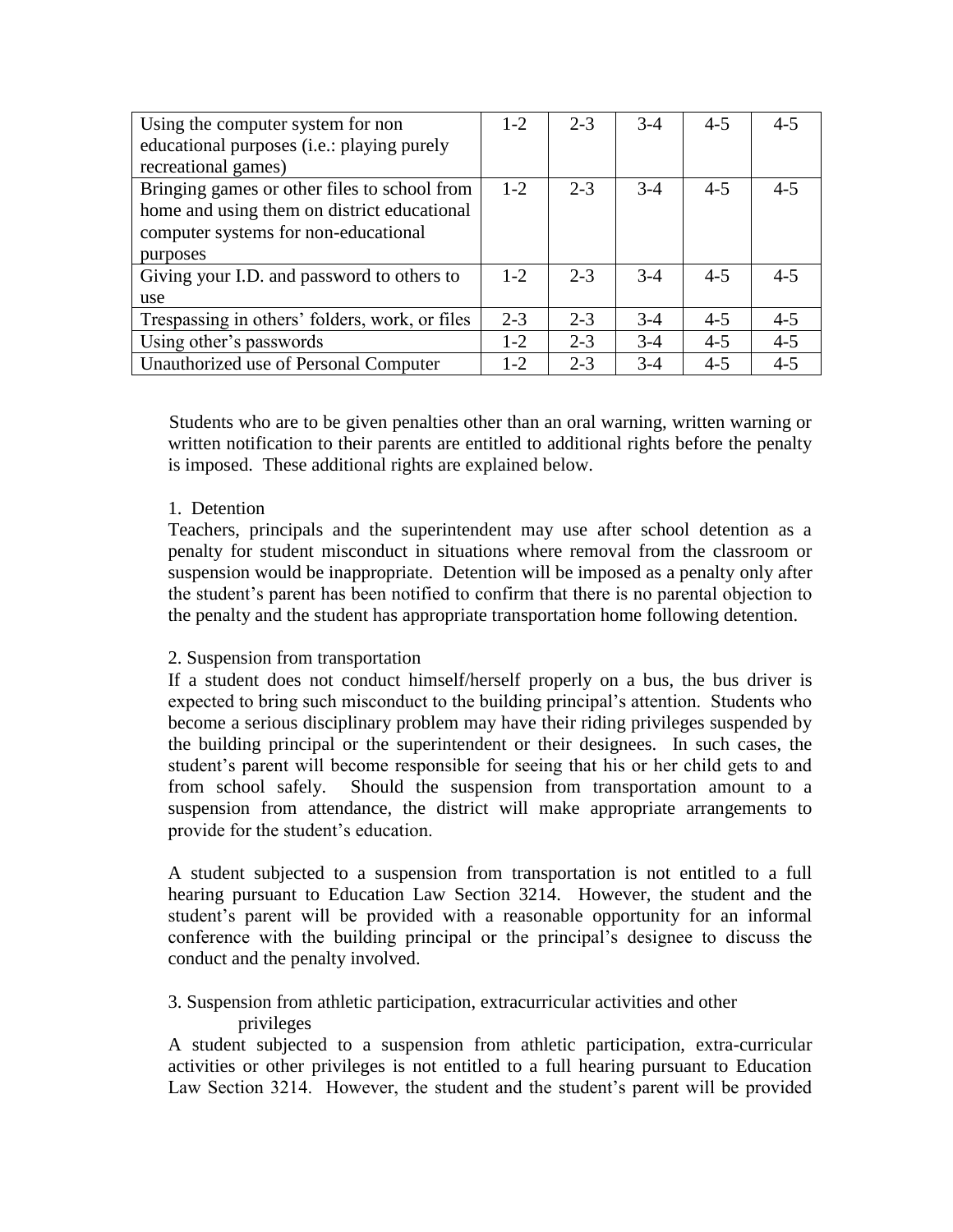| | | | | | |
|---|---|---|---|---|---|
| Using the computer system for non educational purposes (i.e.: playing purely recreational games) | 1-2 | 2-3 | 3-4 | 4-5 | 4-5 |
| Bringing games or other files to school from home and using them on district educational computer systems for non-educational purposes | 1-2 | 2-3 | 3-4 | 4-5 | 4-5 |
| Giving your I.D. and password to others to use | 1-2 | 2-3 | 3-4 | 4-5 | 4-5 |
| Trespassing in others' folders, work, or files | 2-3 | 2-3 | 3-4 | 4-5 | 4-5 |
| Using other's passwords | 1-2 | 2-3 | 3-4 | 4-5 | 4-5 |
| Unauthorized use of Personal Computer | 1-2 | 2-3 | 3-4 | 4-5 | 4-5 |

Students who are to be given penalties other than an oral warning, written warning or written notification to their parents are entitled to additional rights before the penalty is imposed. These additional rights are explained below.

1. Detention

Teachers, principals and the superintendent may use after school detention as a penalty for student misconduct in situations where removal from the classroom or suspension would be inappropriate. Detention will be imposed as a penalty only after the student's parent has been notified to confirm that there is no parental objection to the penalty and the student has appropriate transportation home following detention.

2. Suspension from transportation

If a student does not conduct himself/herself properly on a bus, the bus driver is expected to bring such misconduct to the building principal's attention. Students who become a serious disciplinary problem may have their riding privileges suspended by the building principal or the superintendent or their designees. In such cases, the student's parent will become responsible for seeing that his or her child gets to and from school safely. Should the suspension from transportation amount to a suspension from attendance, the district will make appropriate arrangements to provide for the student's education.

A student subjected to a suspension from transportation is not entitled to a full hearing pursuant to Education Law Section 3214. However, the student and the student's parent will be provided with a reasonable opportunity for an informal conference with the building principal or the principal's designee to discuss the conduct and the penalty involved.

3. Suspension from athletic participation, extracurricular activities and other privileges

A student subjected to a suspension from athletic participation, extra-curricular activities or other privileges is not entitled to a full hearing pursuant to Education Law Section 3214. However, the student and the student's parent will be provided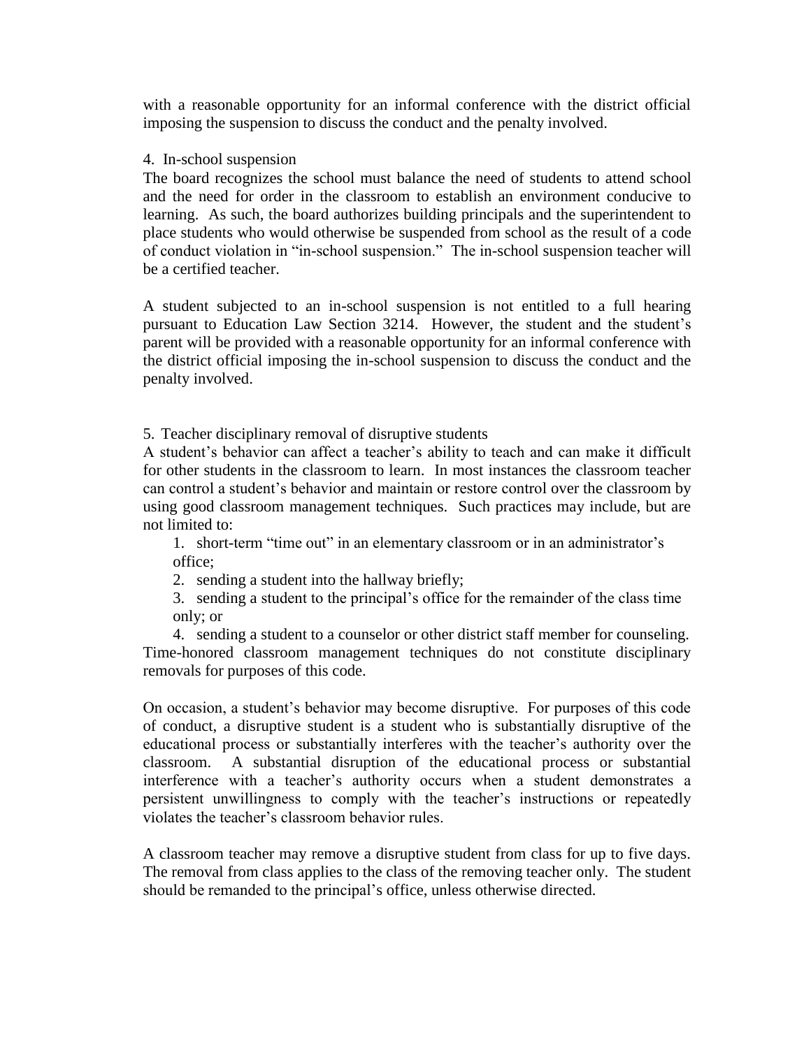with a reasonable opportunity for an informal conference with the district official imposing the suspension to discuss the conduct and the penalty involved.

4. In-school suspension

The board recognizes the school must balance the need of students to attend school and the need for order in the classroom to establish an environment conducive to learning. As such, the board authorizes building principals and the superintendent to place students who would otherwise be suspended from school as the result of a code of conduct violation in "in-school suspension." The in-school suspension teacher will be a certified teacher.

A student subjected to an in-school suspension is not entitled to a full hearing pursuant to Education Law Section 3214. However, the student and the student's parent will be provided with a reasonable opportunity for an informal conference with the district official imposing the in-school suspension to discuss the conduct and the penalty involved.

5. Teacher disciplinary removal of disruptive students

A student's behavior can affect a teacher's ability to teach and can make it difficult for other students in the classroom to learn. In most instances the classroom teacher can control a student's behavior and maintain or restore control over the classroom by using good classroom management techniques. Such practices may include, but are not limited to:

1. short-term "time out" in an elementary classroom or in an administrator's office;
2. sending a student into the hallway briefly;
3. sending a student to the principal's office for the remainder of the class time only; or
4. sending a student to a counselor or other district staff member for counseling.

Time-honored classroom management techniques do not constitute disciplinary removals for purposes of this code.

On occasion, a student's behavior may become disruptive. For purposes of this code of conduct, a disruptive student is a student who is substantially disruptive of the educational process or substantially interferes with the teacher's authority over the classroom. A substantial disruption of the educational process or substantial interference with a teacher's authority occurs when a student demonstrates a persistent unwillingness to comply with the teacher's instructions or repeatedly violates the teacher's classroom behavior rules.

A classroom teacher may remove a disruptive student from class for up to five days. The removal from class applies to the class of the removing teacher only. The student should be remanded to the principal's office, unless otherwise directed.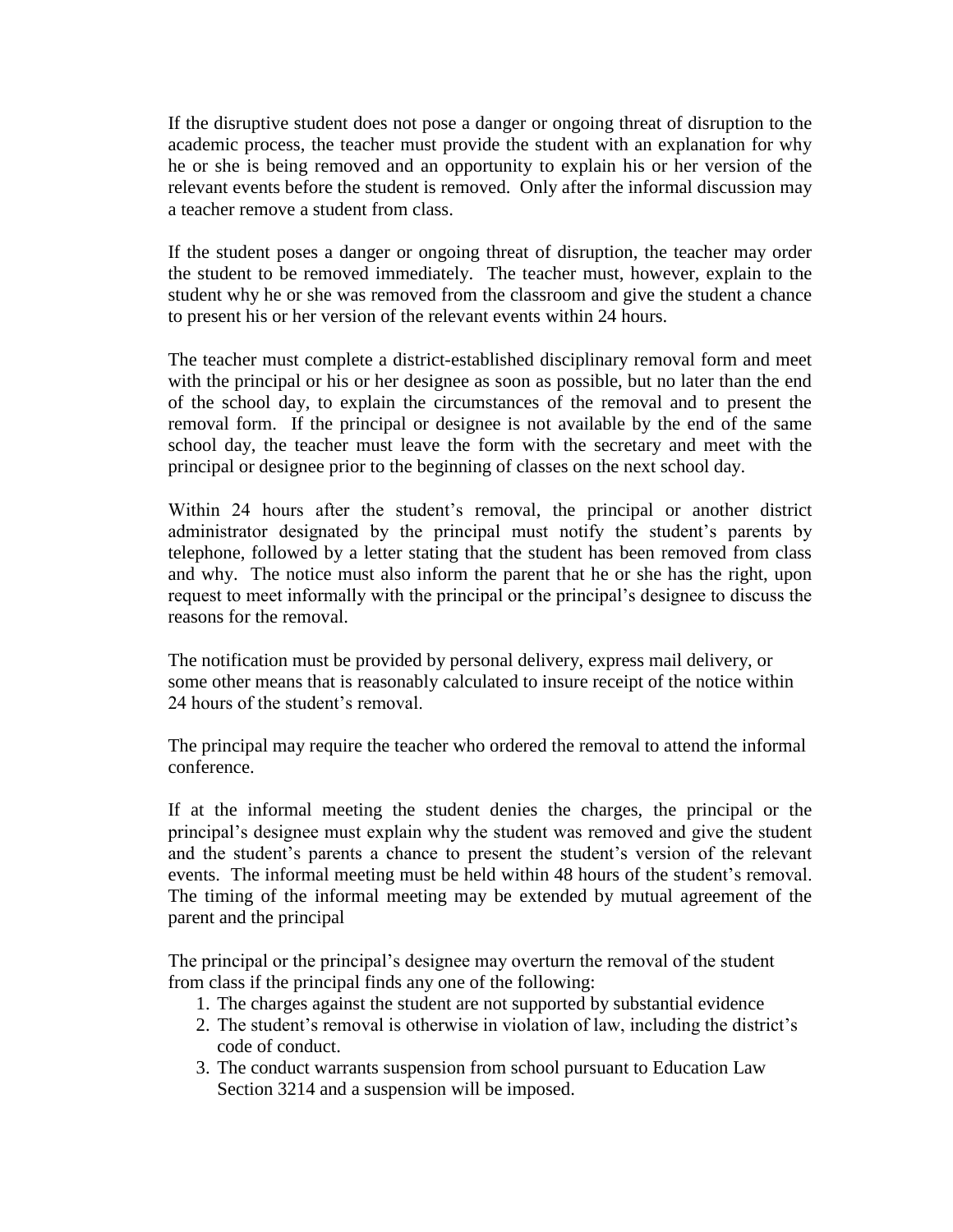If the disruptive student does not pose a danger or ongoing threat of disruption to the academic process, the teacher must provide the student with an explanation for why he or she is being removed and an opportunity to explain his or her version of the relevant events before the student is removed. Only after the informal discussion may a teacher remove a student from class.

If the student poses a danger or ongoing threat of disruption, the teacher may order the student to be removed immediately. The teacher must, however, explain to the student why he or she was removed from the classroom and give the student a chance to present his or her version of the relevant events within 24 hours.

The teacher must complete a district-established disciplinary removal form and meet with the principal or his or her designee as soon as possible, but no later than the end of the school day, to explain the circumstances of the removal and to present the removal form. If the principal or designee is not available by the end of the same school day, the teacher must leave the form with the secretary and meet with the principal or designee prior to the beginning of classes on the next school day.

Within 24 hours after the student's removal, the principal or another district administrator designated by the principal must notify the student's parents by telephone, followed by a letter stating that the student has been removed from class and why. The notice must also inform the parent that he or she has the right, upon request to meet informally with the principal or the principal's designee to discuss the reasons for the removal.

The notification must be provided by personal delivery, express mail delivery, or some other means that is reasonably calculated to insure receipt of the notice within 24 hours of the student's removal.

The principal may require the teacher who ordered the removal to attend the informal conference.

If at the informal meeting the student denies the charges, the principal or the principal's designee must explain why the student was removed and give the student and the student's parents a chance to present the student's version of the relevant events. The informal meeting must be held within 48 hours of the student's removal. The timing of the informal meeting may be extended by mutual agreement of the parent and the principal

The principal or the principal's designee may overturn the removal of the student from class if the principal finds any one of the following:

1. The charges against the student are not supported by substantial evidence
2. The student's removal is otherwise in violation of law, including the district's code of conduct.
3. The conduct warrants suspension from school pursuant to Education Law Section 3214 and a suspension will be imposed.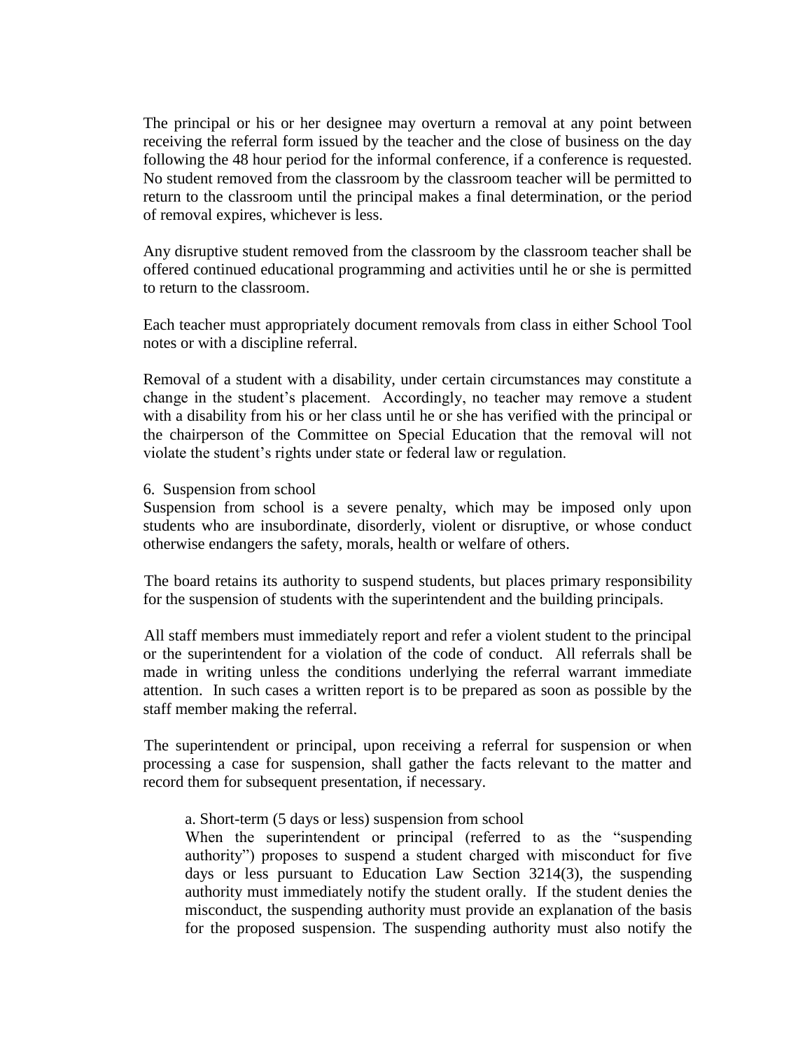The principal or his or her designee may overturn a removal at any point between receiving the referral form issued by the teacher and the close of business on the day following the 48 hour period for the informal conference, if a conference is requested. No student removed from the classroom by the classroom teacher will be permitted to return to the classroom until the principal makes a final determination, or the period of removal expires, whichever is less.

Any disruptive student removed from the classroom by the classroom teacher shall be offered continued educational programming and activities until he or she is permitted to return to the classroom.

Each teacher must appropriately document removals from class in either School Tool notes or with a discipline referral.

Removal of a student with a disability, under certain circumstances may constitute a change in the student's placement. Accordingly, no teacher may remove a student with a disability from his or her class until he or she has verified with the principal or the chairperson of the Committee on Special Education that the removal will not violate the student's rights under state or federal law or regulation.

6. Suspension from school

Suspension from school is a severe penalty, which may be imposed only upon students who are insubordinate, disorderly, violent or disruptive, or whose conduct otherwise endangers the safety, morals, health or welfare of others.

The board retains its authority to suspend students, but places primary responsibility for the suspension of students with the superintendent and the building principals.

All staff members must immediately report and refer a violent student to the principal or the superintendent for a violation of the code of conduct. All referrals shall be made in writing unless the conditions underlying the referral warrant immediate attention. In such cases a written report is to be prepared as soon as possible by the staff member making the referral.

The superintendent or principal, upon receiving a referral for suspension or when processing a case for suspension, shall gather the facts relevant to the matter and record them for subsequent presentation, if necessary.

a. Short-term (5 days or less) suspension from school

When the superintendent or principal (referred to as the "suspending authority") proposes to suspend a student charged with misconduct for five days or less pursuant to Education Law Section 3214(3), the suspending authority must immediately notify the student orally. If the student denies the misconduct, the suspending authority must provide an explanation of the basis for the proposed suspension. The suspending authority must also notify the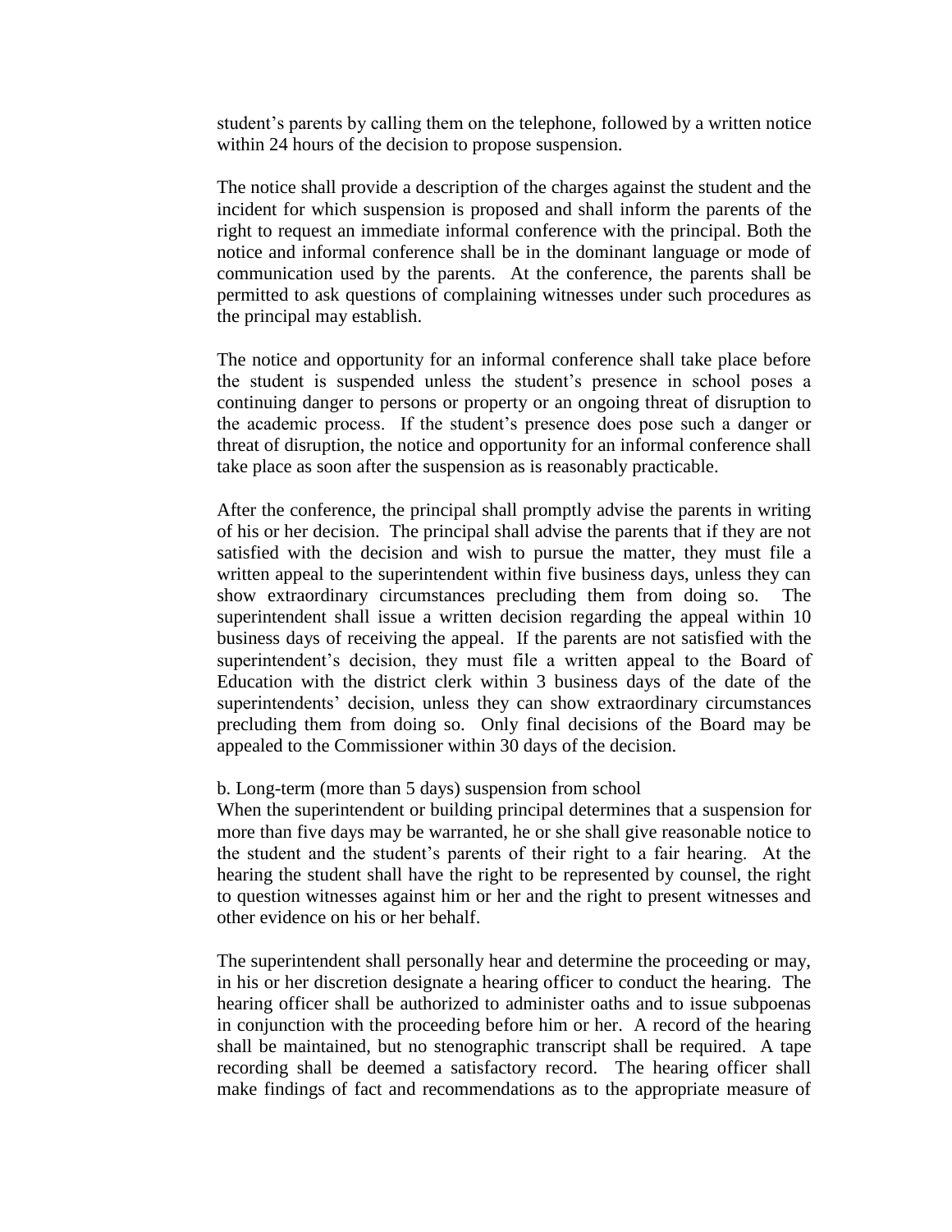student's parents by calling them on the telephone, followed by a written notice within 24 hours of the decision to propose suspension.

The notice shall provide a description of the charges against the student and the incident for which suspension is proposed and shall inform the parents of the right to request an immediate informal conference with the principal. Both the notice and informal conference shall be in the dominant language or mode of communication used by the parents. At the conference, the parents shall be permitted to ask questions of complaining witnesses under such procedures as the principal may establish.

The notice and opportunity for an informal conference shall take place before the student is suspended unless the student's presence in school poses a continuing danger to persons or property or an ongoing threat of disruption to the academic process. If the student's presence does pose such a danger or threat of disruption, the notice and opportunity for an informal conference shall take place as soon after the suspension as is reasonably practicable.

After the conference, the principal shall promptly advise the parents in writing of his or her decision. The principal shall advise the parents that if they are not satisfied with the decision and wish to pursue the matter, they must file a written appeal to the superintendent within five business days, unless they can show extraordinary circumstances precluding them from doing so. The superintendent shall issue a written decision regarding the appeal within 10 business days of receiving the appeal. If the parents are not satisfied with the superintendent's decision, they must file a written appeal to the Board of Education with the district clerk within 3 business days of the date of the superintendents' decision, unless they can show extraordinary circumstances precluding them from doing so. Only final decisions of the Board may be appealed to the Commissioner within 30 days of the decision.

b. Long-term (more than 5 days) suspension from school

When the superintendent or building principal determines that a suspension for more than five days may be warranted, he or she shall give reasonable notice to the student and the student's parents of their right to a fair hearing. At the hearing the student shall have the right to be represented by counsel, the right to question witnesses against him or her and the right to present witnesses and other evidence on his or her behalf.

The superintendent shall personally hear and determine the proceeding or may, in his or her discretion designate a hearing officer to conduct the hearing. The hearing officer shall be authorized to administer oaths and to issue subpoenas in conjunction with the proceeding before him or her. A record of the hearing shall be maintained, but no stenographic transcript shall be required. A tape recording shall be deemed a satisfactory record. The hearing officer shall make findings of fact and recommendations as to the appropriate measure of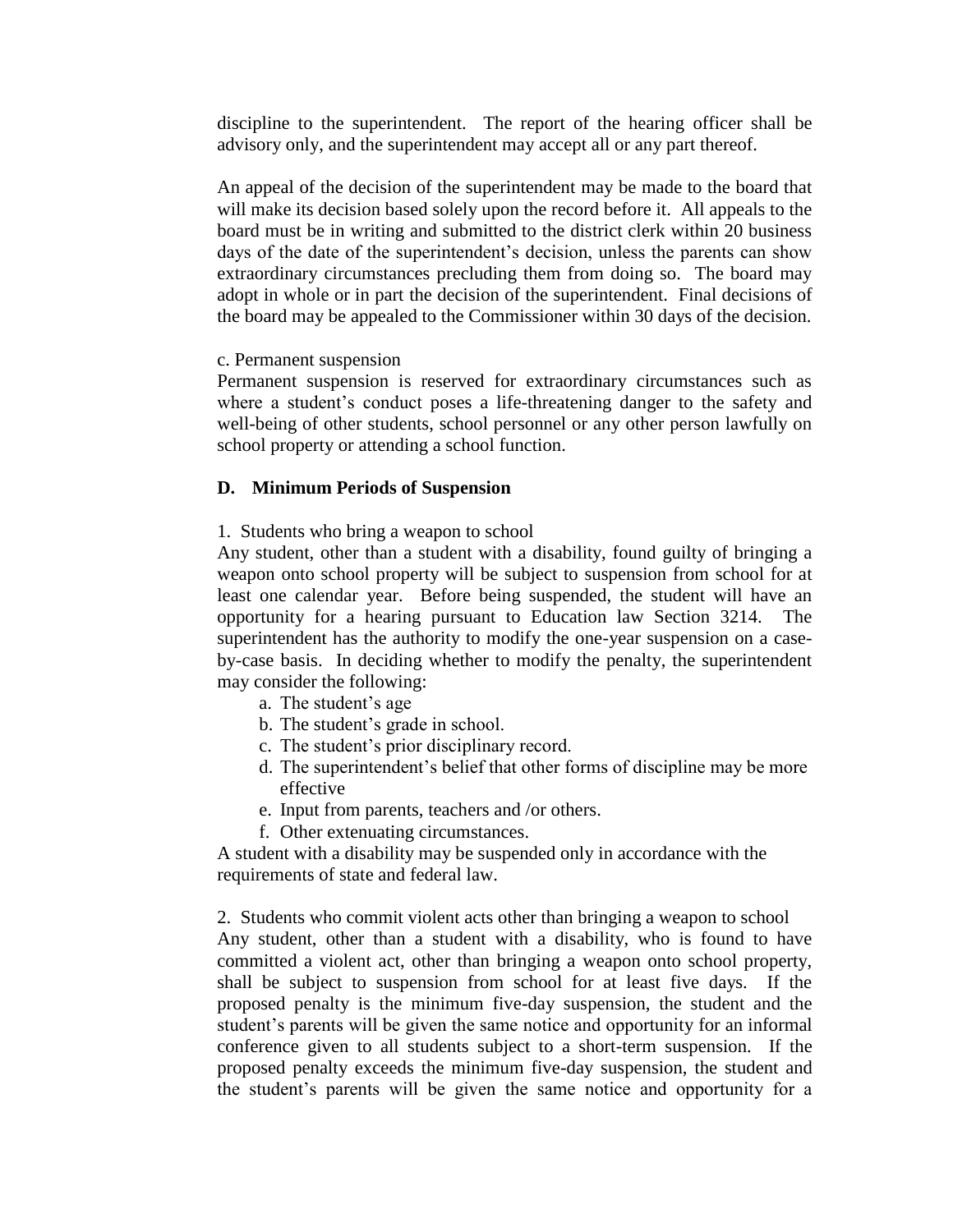discipline to the superintendent. The report of the hearing officer shall be advisory only, and the superintendent may accept all or any part thereof.

An appeal of the decision of the superintendent may be made to the board that will make its decision based solely upon the record before it. All appeals to the board must be in writing and submitted to the district clerk within 20 business days of the date of the superintendent's decision, unless the parents can show extraordinary circumstances precluding them from doing so. The board may adopt in whole or in part the decision of the superintendent. Final decisions of the board may be appealed to the Commissioner within 30 days of the decision.

c. Permanent suspension

Permanent suspension is reserved for extraordinary circumstances such as where a student's conduct poses a life-threatening danger to the safety and well-being of other students, school personnel or any other person lawfully on school property or attending a school function.

**D. Minimum Periods of Suspension**

1. Students who bring a weapon to school

Any student, other than a student with a disability, found guilty of bringing a weapon onto school property will be subject to suspension from school for at least one calendar year. Before being suspended, the student will have an opportunity for a hearing pursuant to Education law Section 3214. The superintendent has the authority to modify the one-year suspension on a case-by-case basis. In deciding whether to modify the penalty, the superintendent may consider the following:

a. The student's age
b. The student's grade in school.
c. The student's prior disciplinary record.
d. The superintendent's belief that other forms of discipline may be more effective
e. Input from parents, teachers and /or others.
f. Other extenuating circumstances.

A student with a disability may be suspended only in accordance with the requirements of state and federal law.

2. Students who commit violent acts other than bringing a weapon to school

Any student, other than a student with a disability, who is found to have committed a violent act, other than bringing a weapon onto school property, shall be subject to suspension from school for at least five days. If the proposed penalty is the minimum five-day suspension, the student and the student's parents will be given the same notice and opportunity for an informal conference given to all students subject to a short-term suspension. If the proposed penalty exceeds the minimum five-day suspension, the student and the student's parents will be given the same notice and opportunity for a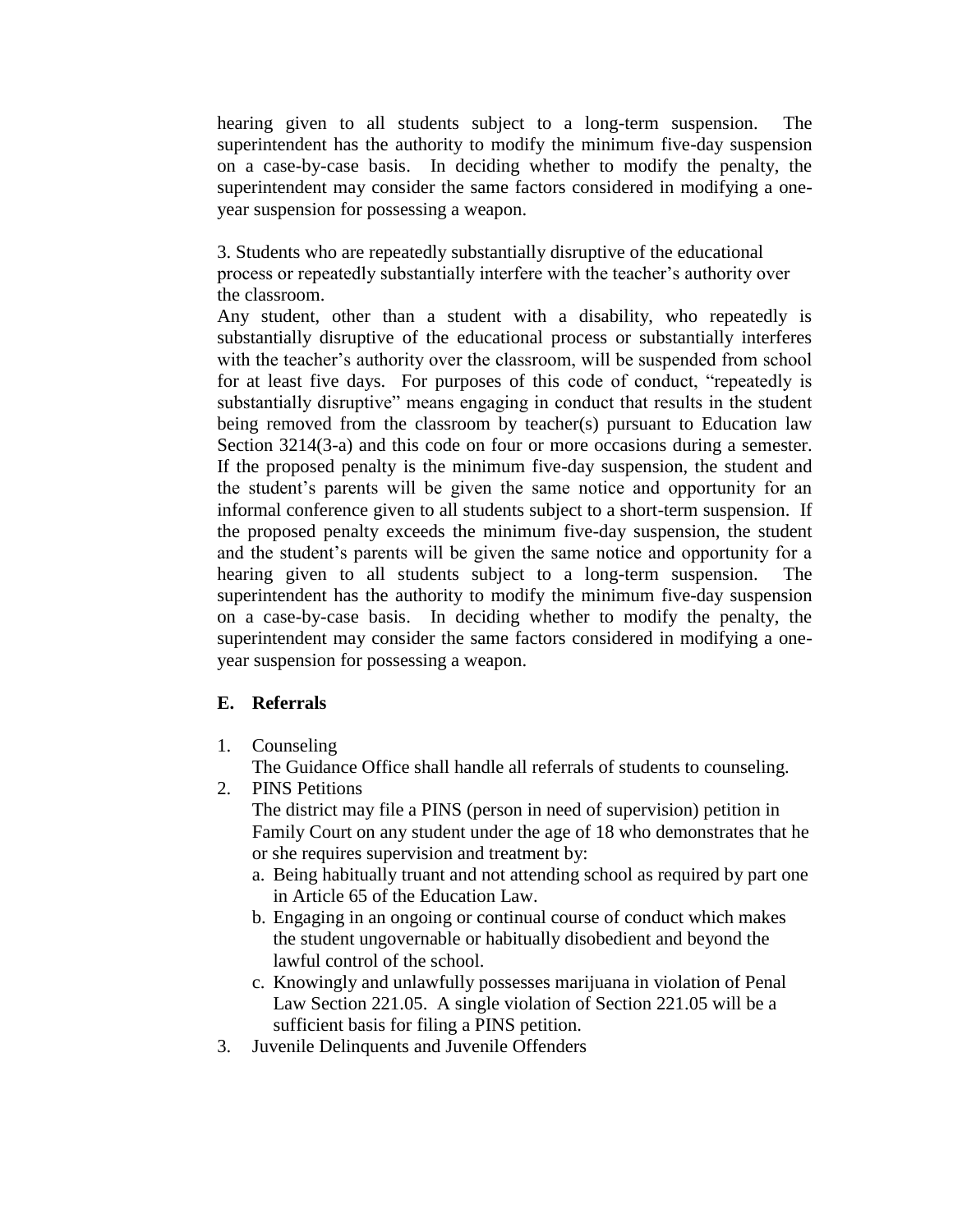hearing given to all students subject to a long-term suspension. The superintendent has the authority to modify the minimum five-day suspension on a case-by-case basis. In deciding whether to modify the penalty, the superintendent may consider the same factors considered in modifying a one-year suspension for possessing a weapon.

3. Students who are repeatedly substantially disruptive of the educational process or repeatedly substantially interfere with the teacher's authority over the classroom.

Any student, other than a student with a disability, who repeatedly is substantially disruptive of the educational process or substantially interferes with the teacher's authority over the classroom, will be suspended from school for at least five days. For purposes of this code of conduct, "repeatedly is substantially disruptive" means engaging in conduct that results in the student being removed from the classroom by teacher(s) pursuant to Education law Section 3214(3-a) and this code on four or more occasions during a semester. If the proposed penalty is the minimum five-day suspension, the student and the student's parents will be given the same notice and opportunity for an informal conference given to all students subject to a short-term suspension. If the proposed penalty exceeds the minimum five-day suspension, the student and the student's parents will be given the same notice and opportunity for a hearing given to all students subject to a long-term suspension. The superintendent has the authority to modify the minimum five-day suspension on a case-by-case basis. In deciding whether to modify the penalty, the superintendent may consider the same factors considered in modifying a one-year suspension for possessing a weapon.

### E. Referrals

1. Counseling
   The Guidance Office shall handle all referrals of students to counseling.
2. PINS Petitions
   The district may file a PINS (person in need of supervision) petition in Family Court on any student under the age of 18 who demonstrates that he or she requires supervision and treatment by:
   a. Being habitually truant and not attending school as required by part one in Article 65 of the Education Law.
   b. Engaging in an ongoing or continual course of conduct which makes the student ungovernable or habitually disobedient and beyond the lawful control of the school.
   c. Knowingly and unlawfully possesses marijuana in violation of Penal Law Section 221.05. A single violation of Section 221.05 will be a sufficient basis for filing a PINS petition.
3. Juvenile Delinquents and Juvenile Offenders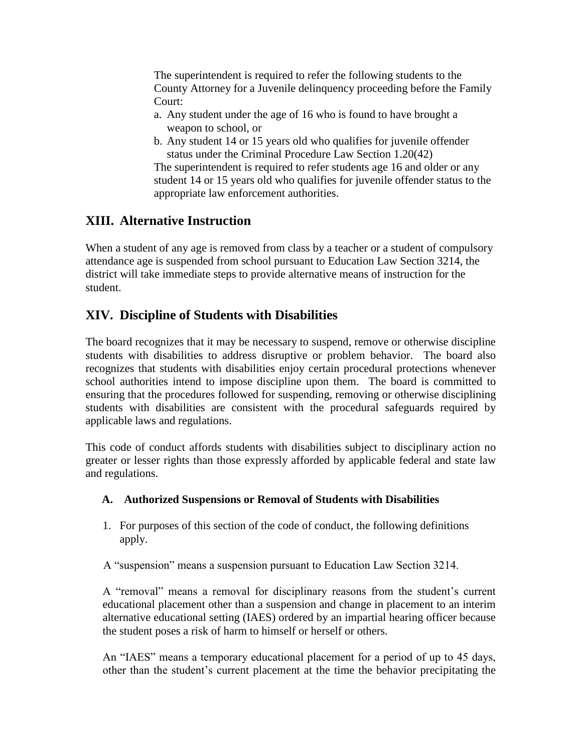The superintendent is required to refer the following students to the County Attorney for a Juvenile delinquency proceeding before the Family Court:

a. Any student under the age of 16 who is found to have brought a weapon to school, or
b. Any student 14 or 15 years old who qualifies for juvenile offender status under the Criminal Procedure Law Section 1.20(42)

The superintendent is required to refer students age 16 and older or any student 14 or 15 years old who qualifies for juvenile offender status to the appropriate law enforcement authorities.

## XIII. Alternative Instruction

When a student of any age is removed from class by a teacher or a student of compulsory attendance age is suspended from school pursuant to Education Law Section 3214, the district will take immediate steps to provide alternative means of instruction for the student.

## XIV. Discipline of Students with Disabilities

The board recognizes that it may be necessary to suspend, remove or otherwise discipline students with disabilities to address disruptive or problem behavior. The board also recognizes that students with disabilities enjoy certain procedural protections whenever school authorities intend to impose discipline upon them. The board is committed to ensuring that the procedures followed for suspending, removing or otherwise disciplining students with disabilities are consistent with the procedural safeguards required by applicable laws and regulations.

This code of conduct affords students with disabilities subject to disciplinary action no greater or lesser rights than those expressly afforded by applicable federal and state law and regulations.

### A. Authorized Suspensions or Removal of Students with Disabilities

1. For purposes of this section of the code of conduct, the following definitions apply.

A "suspension" means a suspension pursuant to Education Law Section 3214.

A "removal" means a removal for disciplinary reasons from the student's current educational placement other than a suspension and change in placement to an interim alternative educational setting (IAES) ordered by an impartial hearing officer because the student poses a risk of harm to himself or herself or others.

An "IAES" means a temporary educational placement for a period of up to 45 days, other than the student's current placement at the time the behavior precipitating the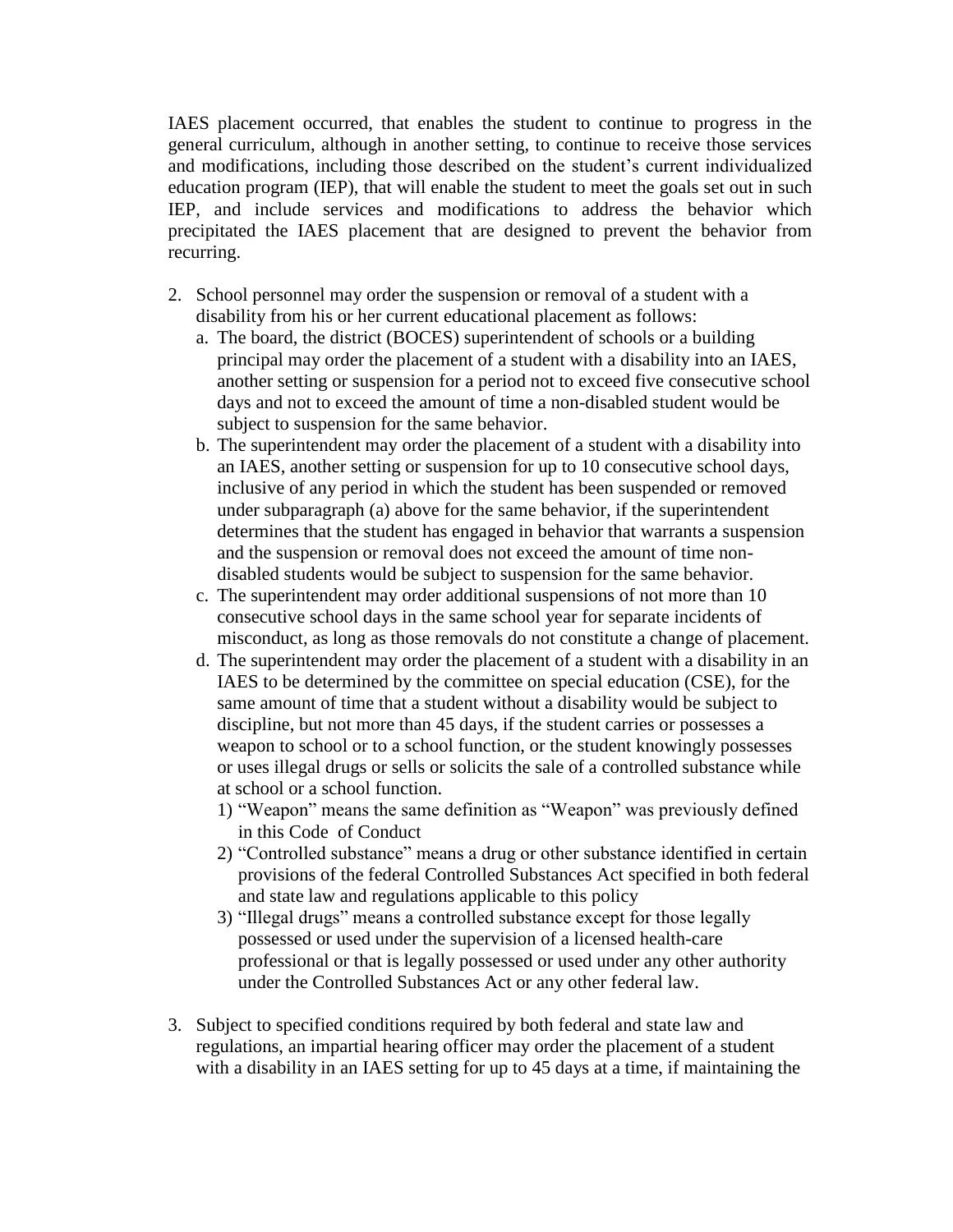IAES placement occurred, that enables the student to continue to progress in the general curriculum, although in another setting, to continue to receive those services and modifications, including those described on the student's current individualized education program (IEP), that will enable the student to meet the goals set out in such IEP, and include services and modifications to address the behavior which precipitated the IAES placement that are designed to prevent the behavior from recurring.

2. School personnel may order the suspension or removal of a student with a disability from his or her current educational placement as follows:
   a. The board, the district (BOCES) superintendent of schools or a building principal may order the placement of a student with a disability into an IAES, another setting or suspension for a period not to exceed five consecutive school days and not to exceed the amount of time a non-disabled student would be subject to suspension for the same behavior.
   b. The superintendent may order the placement of a student with a disability into an IAES, another setting or suspension for up to 10 consecutive school days, inclusive of any period in which the student has been suspended or removed under subparagraph (a) above for the same behavior, if the superintendent determines that the student has engaged in behavior that warrants a suspension and the suspension or removal does not exceed the amount of time non-disabled students would be subject to suspension for the same behavior.
   c. The superintendent may order additional suspensions of not more than 10 consecutive school days in the same school year for separate incidents of misconduct, as long as those removals do not constitute a change of placement.
   d. The superintendent may order the placement of a student with a disability in an IAES to be determined by the committee on special education (CSE), for the same amount of time that a student without a disability would be subject to discipline, but not more than 45 days, if the student carries or possesses a weapon to school or to a school function, or the student knowingly possesses or uses illegal drugs or sells or solicits the sale of a controlled substance while at school or a school function.
      1) "Weapon" means the same definition as "Weapon" was previously defined in this Code of Conduct
      2) "Controlled substance" means a drug or other substance identified in certain provisions of the federal Controlled Substances Act specified in both federal and state law and regulations applicable to this policy
      3) "Illegal drugs" means a controlled substance except for those legally possessed or used under the supervision of a licensed health-care professional or that is legally possessed or used under any other authority under the Controlled Substances Act or any other federal law.

3. Subject to specified conditions required by both federal and state law and regulations, an impartial hearing officer may order the placement of a student with a disability in an IAES setting for up to 45 days at a time, if maintaining the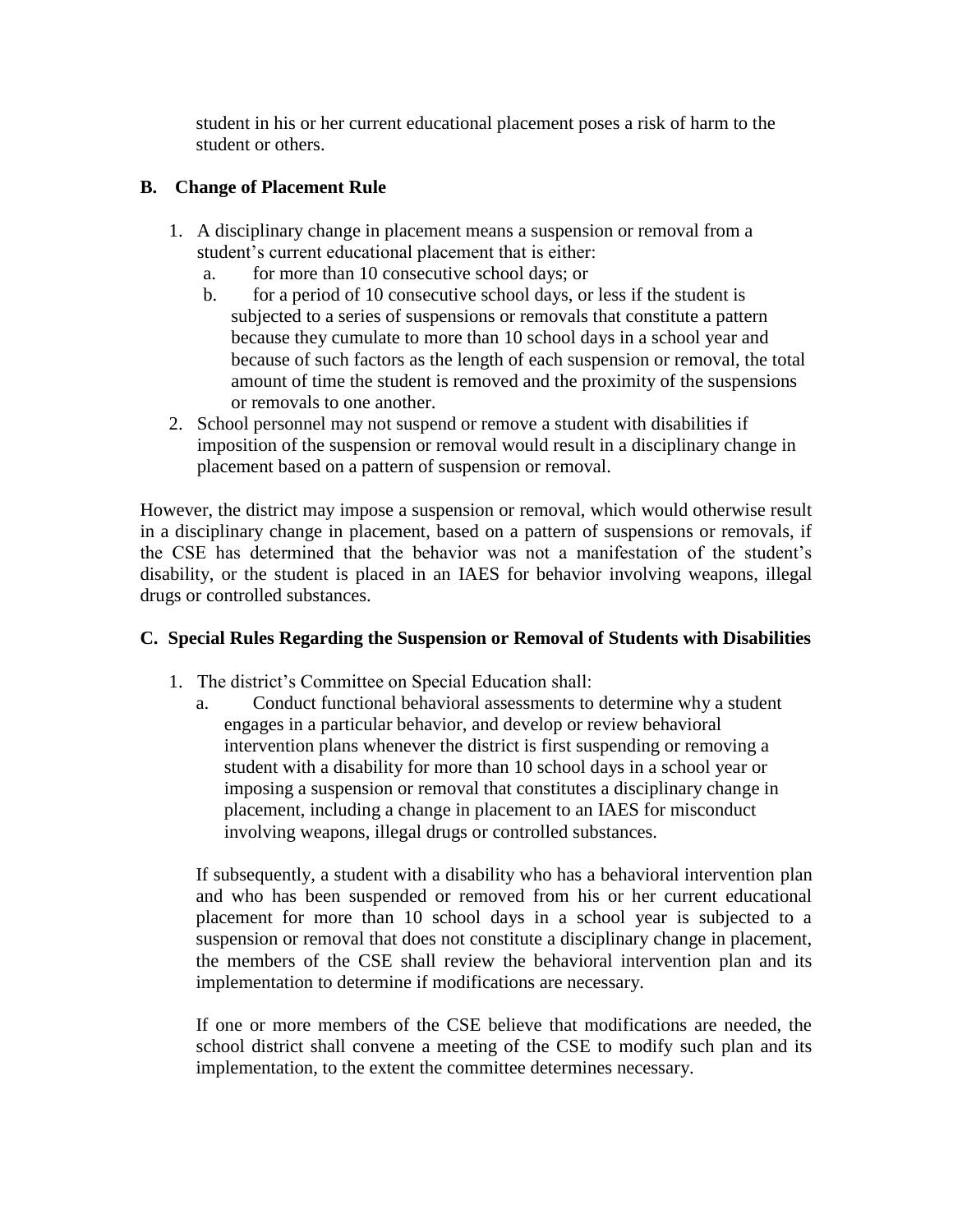student in his or her current educational placement poses a risk of harm to the student or others.

## B. Change of Placement Rule

1. A disciplinary change in placement means a suspension or removal from a student's current educational placement that is either:
   a. for more than 10 consecutive school days; or
   b. for a period of 10 consecutive school days, or less if the student is subjected to a series of suspensions or removals that constitute a pattern because they cumulate to more than 10 school days in a school year and because of such factors as the length of each suspension or removal, the total amount of time the student is removed and the proximity of the suspensions or removals to one another.
2. School personnel may not suspend or remove a student with disabilities if imposition of the suspension or removal would result in a disciplinary change in placement based on a pattern of suspension or removal.

However, the district may impose a suspension or removal, which would otherwise result in a disciplinary change in placement, based on a pattern of suspensions or removals, if the CSE has determined that the behavior was not a manifestation of the student's disability, or the student is placed in an IAES for behavior involving weapons, illegal drugs or controlled substances.

## C. Special Rules Regarding the Suspension or Removal of Students with Disabilities

1. The district's Committee on Special Education shall:
   a. Conduct functional behavioral assessments to determine why a student engages in a particular behavior, and develop or review behavioral intervention plans whenever the district is first suspending or removing a student with a disability for more than 10 school days in a school year or imposing a suspension or removal that constitutes a disciplinary change in placement, including a change in placement to an IAES for misconduct involving weapons, illegal drugs or controlled substances.

   If subsequently, a student with a disability who has a behavioral intervention plan and who has been suspended or removed from his or her current educational placement for more than 10 school days in a school year is subjected to a suspension or removal that does not constitute a disciplinary change in placement, the members of the CSE shall review the behavioral intervention plan and its implementation to determine if modifications are necessary.

   If one or more members of the CSE believe that modifications are needed, the school district shall convene a meeting of the CSE to modify such plan and its implementation, to the extent the committee determines necessary.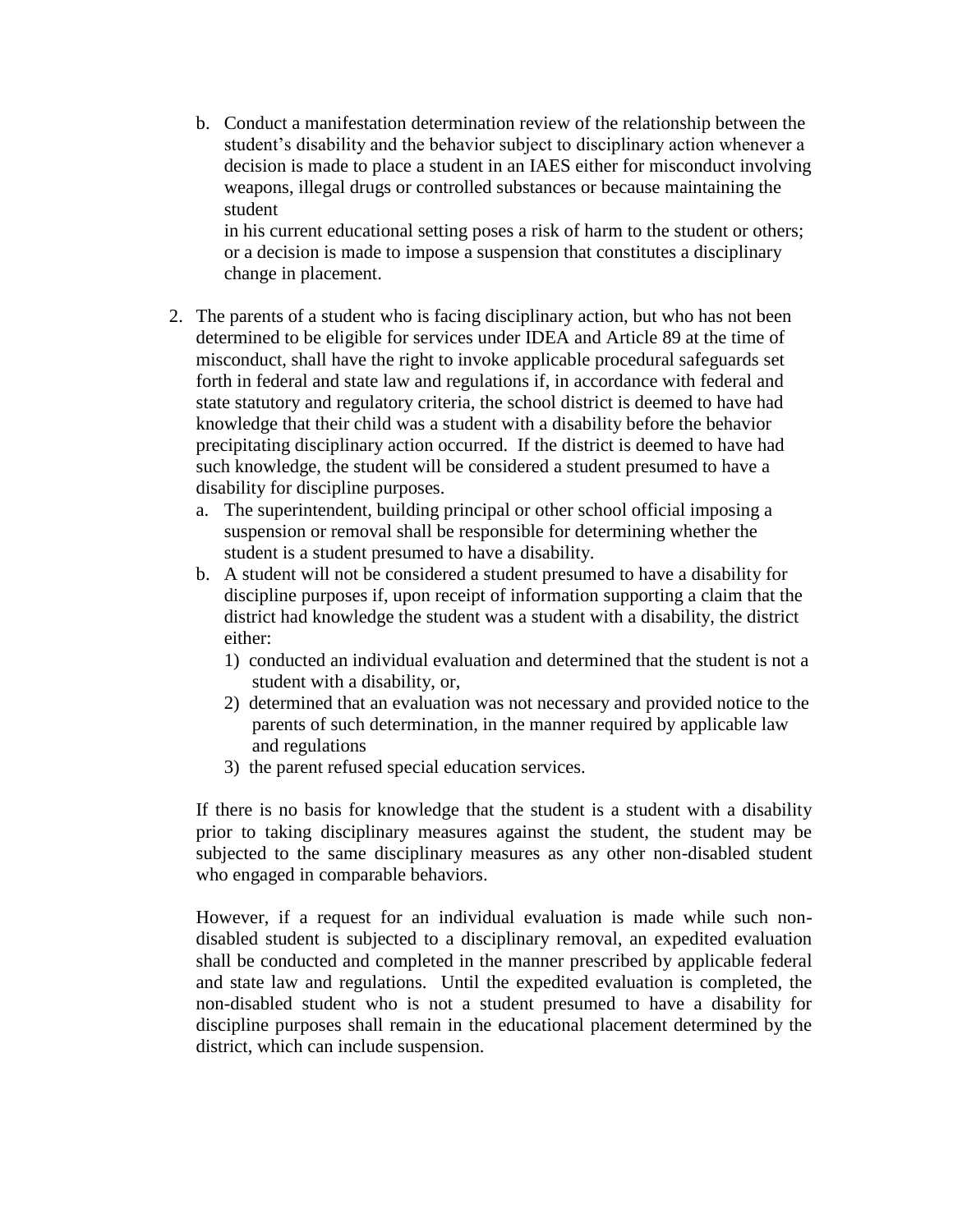b. Conduct a manifestation determination review of the relationship between the student's disability and the behavior subject to disciplinary action whenever a decision is made to place a student in an IAES either for misconduct involving weapons, illegal drugs or controlled substances or because maintaining the student in his current educational setting poses a risk of harm to the student or others; or a decision is made to impose a suspension that constitutes a disciplinary change in placement.

2. The parents of a student who is facing disciplinary action, but who has not been determined to be eligible for services under IDEA and Article 89 at the time of misconduct, shall have the right to invoke applicable procedural safeguards set forth in federal and state law and regulations if, in accordance with federal and state statutory and regulatory criteria, the school district is deemed to have had knowledge that their child was a student with a disability before the behavior precipitating disciplinary action occurred. If the district is deemed to have had such knowledge, the student will be considered a student presumed to have a disability for discipline purposes.
   a. The superintendent, building principal or other school official imposing a suspension or removal shall be responsible for determining whether the student is a student presumed to have a disability.
   b. A student will not be considered a student presumed to have a disability for discipline purposes if, upon receipt of information supporting a claim that the district had knowledge the student was a student with a disability, the district either:
      1) conducted an individual evaluation and determined that the student is not a student with a disability, or,
      2) determined that an evaluation was not necessary and provided notice to the parents of such determination, in the manner required by applicable law and regulations
      3) the parent refused special education services.

   If there is no basis for knowledge that the student is a student with a disability prior to taking disciplinary measures against the student, the student may be subjected to the same disciplinary measures as any other non-disabled student who engaged in comparable behaviors.

   However, if a request for an individual evaluation is made while such non-disabled student is subjected to a disciplinary removal, an expedited evaluation shall be conducted and completed in the manner prescribed by applicable federal and state law and regulations. Until the expedited evaluation is completed, the non-disabled student who is not a student presumed to have a disability for discipline purposes shall remain in the educational placement determined by the district, which can include suspension.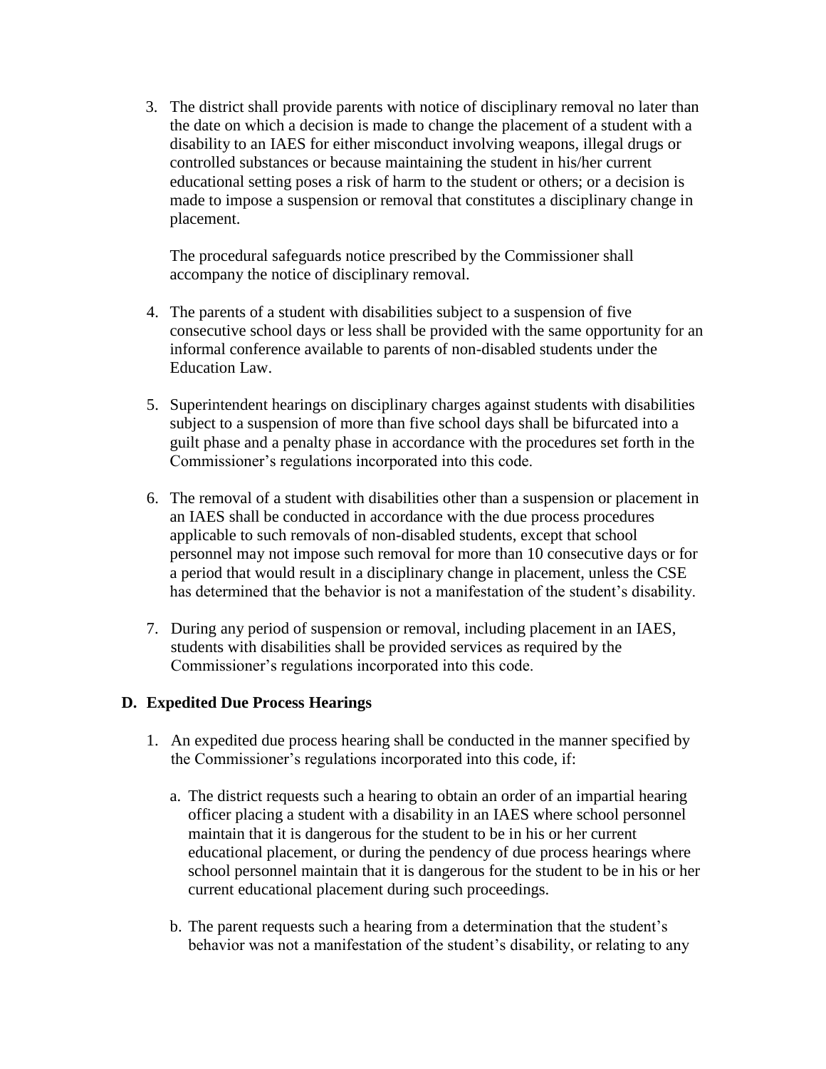3. The district shall provide parents with notice of disciplinary removal no later than the date on which a decision is made to change the placement of a student with a disability to an IAES for either misconduct involving weapons, illegal drugs or controlled substances or because maintaining the student in his/her current educational setting poses a risk of harm to the student or others; or a decision is made to impose a suspension or removal that constitutes a disciplinary change in placement.

   The procedural safeguards notice prescribed by the Commissioner shall accompany the notice of disciplinary removal.

4. The parents of a student with disabilities subject to a suspension of five consecutive school days or less shall be provided with the same opportunity for an informal conference available to parents of non-disabled students under the Education Law.

5. Superintendent hearings on disciplinary charges against students with disabilities subject to a suspension of more than five school days shall be bifurcated into a guilt phase and a penalty phase in accordance with the procedures set forth in the Commissioner's regulations incorporated into this code.

6. The removal of a student with disabilities other than a suspension or placement in an IAES shall be conducted in accordance with the due process procedures applicable to such removals of non-disabled students, except that school personnel may not impose such removal for more than 10 consecutive days or for a period that would result in a disciplinary change in placement, unless the CSE has determined that the behavior is not a manifestation of the student's disability.

7. During any period of suspension or removal, including placement in an IAES, students with disabilities shall be provided services as required by the Commissioner's regulations incorporated into this code.

### D. Expedited Due Process Hearings

1. An expedited due process hearing shall be conducted in the manner specified by the Commissioner's regulations incorporated into this code, if:

   a. The district requests such a hearing to obtain an order of an impartial hearing officer placing a student with a disability in an IAES where school personnel maintain that it is dangerous for the student to be in his or her current educational placement, or during the pendency of due process hearings where school personnel maintain that it is dangerous for the student to be in his or her current educational placement during such proceedings.

   b. The parent requests such a hearing from a determination that the student's behavior was not a manifestation of the student's disability, or relating to any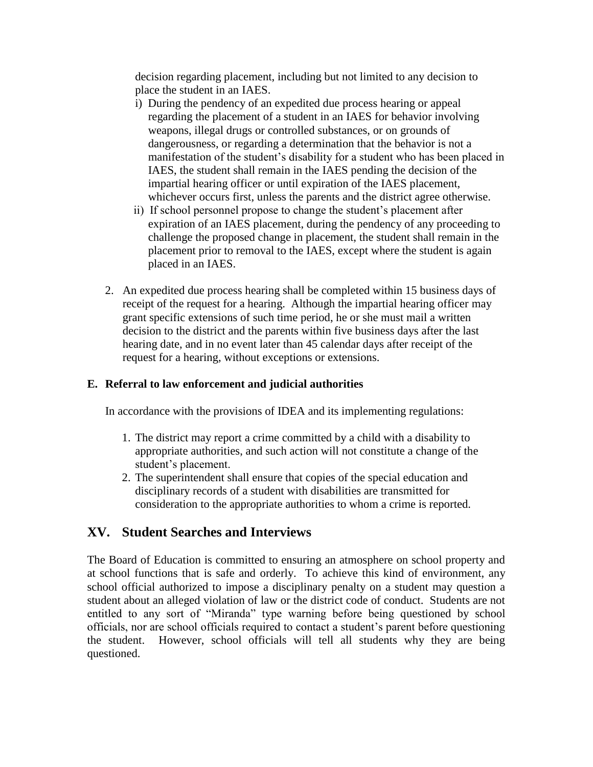decision regarding placement, including but not limited to any decision to place the student in an IAES.

i) During the pendency of an expedited due process hearing or appeal regarding the placement of a student in an IAES for behavior involving weapons, illegal drugs or controlled substances, or on grounds of dangerousness, or regarding a determination that the behavior is not a manifestation of the student's disability for a student who has been placed in IAES, the student shall remain in the IAES pending the decision of the impartial hearing officer or until expiration of the IAES placement, whichever occurs first, unless the parents and the district agree otherwise.

ii) If school personnel propose to change the student's placement after expiration of an IAES placement, during the pendency of any proceeding to challenge the proposed change in placement, the student shall remain in the placement prior to removal to the IAES, except where the student is again placed in an IAES.

2. An expedited due process hearing shall be completed within 15 business days of receipt of the request for a hearing. Although the impartial hearing officer may grant specific extensions of such time period, he or she must mail a written decision to the district and the parents within five business days after the last hearing date, and in no event later than 45 calendar days after receipt of the request for a hearing, without exceptions or extensions.

### E. Referral to law enforcement and judicial authorities

In accordance with the provisions of IDEA and its implementing regulations:

1. The district may report a crime committed by a child with a disability to appropriate authorities, and such action will not constitute a change of the student's placement.
2. The superintendent shall ensure that copies of the special education and disciplinary records of a student with disabilities are transmitted for consideration to the appropriate authorities to whom a crime is reported.

## XV. Student Searches and Interviews

The Board of Education is committed to ensuring an atmosphere on school property and at school functions that is safe and orderly. To achieve this kind of environment, any school official authorized to impose a disciplinary penalty on a student may question a student about an alleged violation of law or the district code of conduct. Students are not entitled to any sort of "Miranda" type warning before being questioned by school officials, nor are school officials required to contact a student's parent before questioning the student. However, school officials will tell all students why they are being questioned.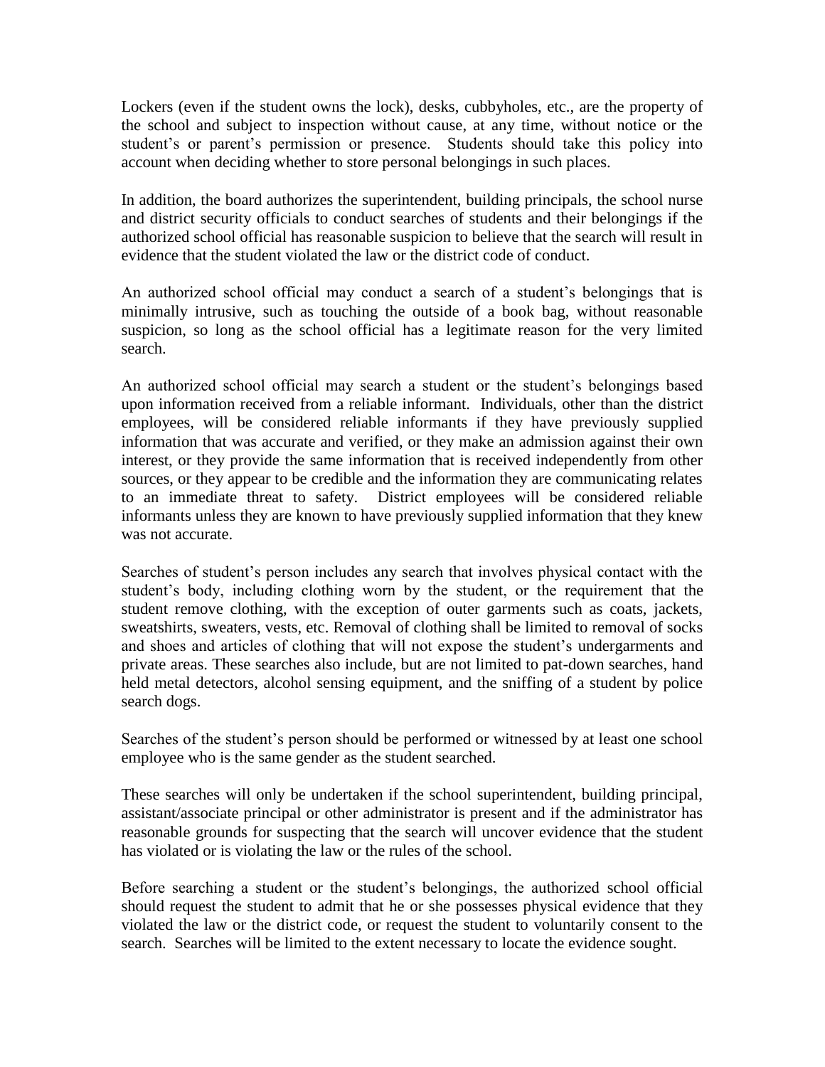Lockers (even if the student owns the lock), desks, cubbyholes, etc., are the property of the school and subject to inspection without cause, at any time, without notice or the student's or parent's permission or presence. Students should take this policy into account when deciding whether to store personal belongings in such places.

In addition, the board authorizes the superintendent, building principals, the school nurse and district security officials to conduct searches of students and their belongings if the authorized school official has reasonable suspicion to believe that the search will result in evidence that the student violated the law or the district code of conduct.

An authorized school official may conduct a search of a student's belongings that is minimally intrusive, such as touching the outside of a book bag, without reasonable suspicion, so long as the school official has a legitimate reason for the very limited search.

An authorized school official may search a student or the student's belongings based upon information received from a reliable informant. Individuals, other than the district employees, will be considered reliable informants if they have previously supplied information that was accurate and verified, or they make an admission against their own interest, or they provide the same information that is received independently from other sources, or they appear to be credible and the information they are communicating relates to an immediate threat to safety. District employees will be considered reliable informants unless they are known to have previously supplied information that they knew was not accurate.

Searches of student's person includes any search that involves physical contact with the student's body, including clothing worn by the student, or the requirement that the student remove clothing, with the exception of outer garments such as coats, jackets, sweatshirts, sweaters, vests, etc. Removal of clothing shall be limited to removal of socks and shoes and articles of clothing that will not expose the student's undergarments and private areas. These searches also include, but are not limited to pat-down searches, hand held metal detectors, alcohol sensing equipment, and the sniffing of a student by police search dogs.

Searches of the student's person should be performed or witnessed by at least one school employee who is the same gender as the student searched.

These searches will only be undertaken if the school superintendent, building principal, assistant/associate principal or other administrator is present and if the administrator has reasonable grounds for suspecting that the search will uncover evidence that the student has violated or is violating the law or the rules of the school.

Before searching a student or the student's belongings, the authorized school official should request the student to admit that he or she possesses physical evidence that they violated the law or the district code, or request the student to voluntarily consent to the search. Searches will be limited to the extent necessary to locate the evidence sought.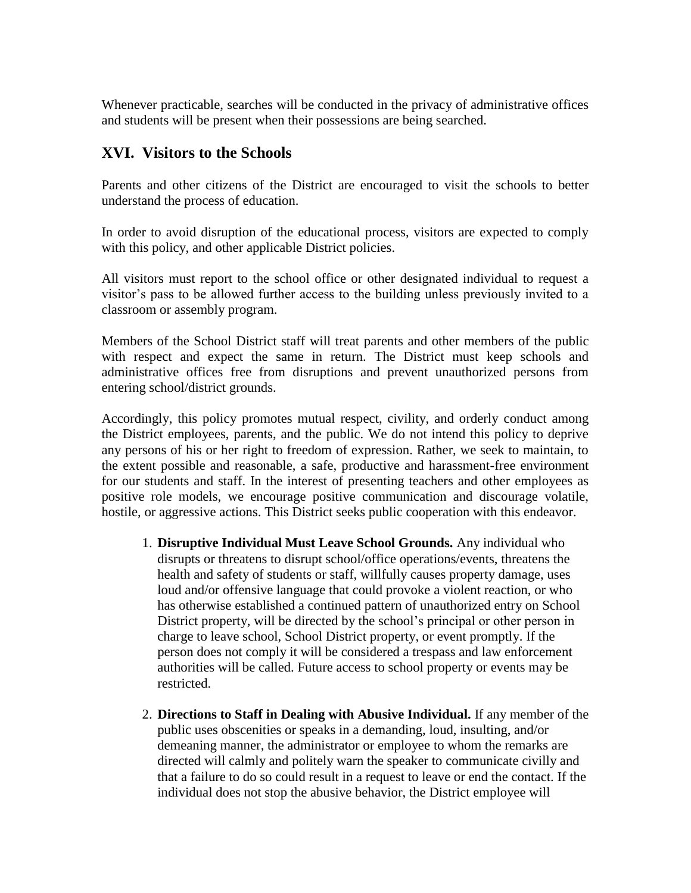Whenever practicable, searches will be conducted in the privacy of administrative offices and students will be present when their possessions are being searched.

## XVI. Visitors to the Schools

Parents and other citizens of the District are encouraged to visit the schools to better understand the process of education.

In order to avoid disruption of the educational process, visitors are expected to comply with this policy, and other applicable District policies.

All visitors must report to the school office or other designated individual to request a visitor's pass to be allowed further access to the building unless previously invited to a classroom or assembly program.

Members of the School District staff will treat parents and other members of the public with respect and expect the same in return. The District must keep schools and administrative offices free from disruptions and prevent unauthorized persons from entering school/district grounds.

Accordingly, this policy promotes mutual respect, civility, and orderly conduct among the District employees, parents, and the public. We do not intend this policy to deprive any persons of his or her right to freedom of expression. Rather, we seek to maintain, to the extent possible and reasonable, a safe, productive and harassment-free environment for our students and staff. In the interest of presenting teachers and other employees as positive role models, we encourage positive communication and discourage volatile, hostile, or aggressive actions. This District seeks public cooperation with this endeavor.

1. **Disruptive Individual Must Leave School Grounds.** Any individual who disrupts or threatens to disrupt school/office operations/events, threatens the health and safety of students or staff, willfully causes property damage, uses loud and/or offensive language that could provoke a violent reaction, or who has otherwise established a continued pattern of unauthorized entry on School District property, will be directed by the school's principal or other person in charge to leave school, School District property, or event promptly. If the person does not comply it will be considered a trespass and law enforcement authorities will be called. Future access to school property or events may be restricted.

2. **Directions to Staff in Dealing with Abusive Individual.** If any member of the public uses obscenities or speaks in a demanding, loud, insulting, and/or demeaning manner, the administrator or employee to whom the remarks are directed will calmly and politely warn the speaker to communicate civilly and that a failure to do so could result in a request to leave or end the contact. If the individual does not stop the abusive behavior, the District employee will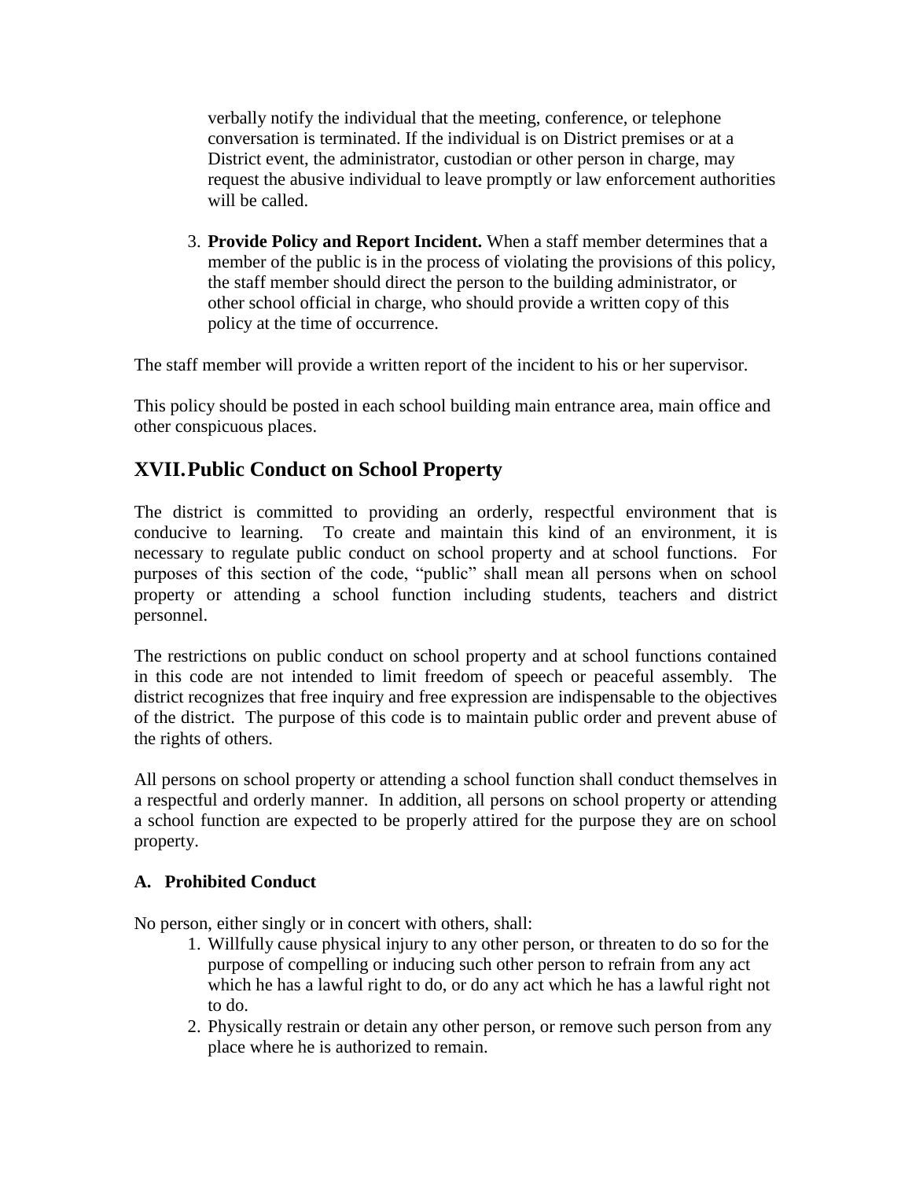verbally notify the individual that the meeting, conference, or telephone conversation is terminated. If the individual is on District premises or at a District event, the administrator, custodian or other person in charge, may request the abusive individual to leave promptly or law enforcement authorities will be called.

3. **Provide Policy and Report Incident.** When a staff member determines that a member of the public is in the process of violating the provisions of this policy, the staff member should direct the person to the building administrator, or other school official in charge, who should provide a written copy of this policy at the time of occurrence.

The staff member will provide a written report of the incident to his or her supervisor.

This policy should be posted in each school building main entrance area, main office and other conspicuous places.

## XVII. Public Conduct on School Property

The district is committed to providing an orderly, respectful environment that is conducive to learning. To create and maintain this kind of an environment, it is necessary to regulate public conduct on school property and at school functions. For purposes of this section of the code, "public" shall mean all persons when on school property or attending a school function including students, teachers and district personnel.

The restrictions on public conduct on school property and at school functions contained in this code are not intended to limit freedom of speech or peaceful assembly. The district recognizes that free inquiry and free expression are indispensable to the objectives of the district. The purpose of this code is to maintain public order and prevent abuse of the rights of others.

All persons on school property or attending a school function shall conduct themselves in a respectful and orderly manner. In addition, all persons on school property or attending a school function are expected to be properly attired for the purpose they are on school property.

### A. Prohibited Conduct

No person, either singly or in concert with others, shall:

1. Willfully cause physical injury to any other person, or threaten to do so for the purpose of compelling or inducing such other person to refrain from any act which he has a lawful right to do, or do any act which he has a lawful right not to do.
2. Physically restrain or detain any other person, or remove such person from any place where he is authorized to remain.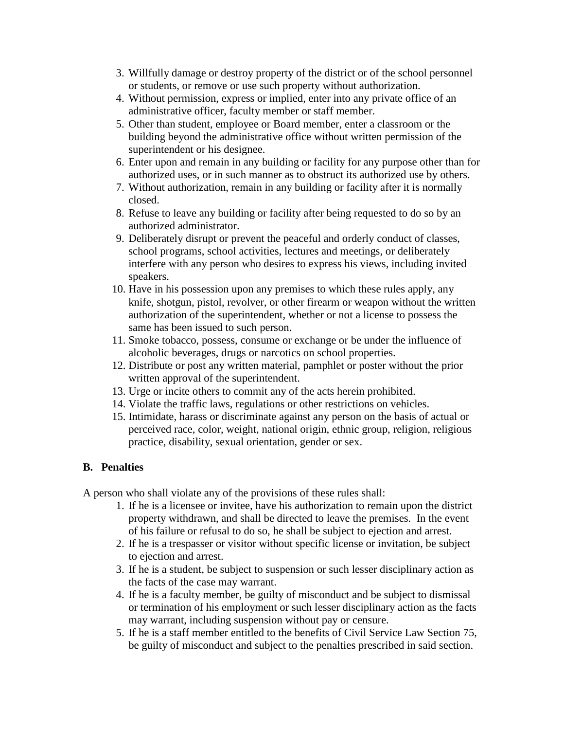3. Willfully damage or destroy property of the district or of the school personnel or students, or remove or use such property without authorization.
4. Without permission, express or implied, enter into any private office of an administrative officer, faculty member or staff member.
5. Other than student, employee or Board member, enter a classroom or the building beyond the administrative office without written permission of the superintendent or his designee.
6. Enter upon and remain in any building or facility for any purpose other than for authorized uses, or in such manner as to obstruct its authorized use by others.
7. Without authorization, remain in any building or facility after it is normally closed.
8. Refuse to leave any building or facility after being requested to do so by an authorized administrator.
9. Deliberately disrupt or prevent the peaceful and orderly conduct of classes, school programs, school activities, lectures and meetings, or deliberately interfere with any person who desires to express his views, including invited speakers.
10. Have in his possession upon any premises to which these rules apply, any knife, shotgun, pistol, revolver, or other firearm or weapon without the written authorization of the superintendent, whether or not a license to possess the same has been issued to such person.
11. Smoke tobacco, possess, consume or exchange or be under the influence of alcoholic beverages, drugs or narcotics on school properties.
12. Distribute or post any written material, pamphlet or poster without the prior written approval of the superintendent.
13. Urge or incite others to commit any of the acts herein prohibited.
14. Violate the traffic laws, regulations or other restrictions on vehicles.
15. Intimidate, harass or discriminate against any person on the basis of actual or perceived race, color, weight, national origin, ethnic group, religion, religious practice, disability, sexual orientation, gender or sex.

**B. Penalties**

A person who shall violate any of the provisions of these rules shall:

1. If he is a licensee or invitee, have his authorization to remain upon the district property withdrawn, and shall be directed to leave the premises. In the event of his failure or refusal to do so, he shall be subject to ejection and arrest.
2. If he is a trespasser or visitor without specific license or invitation, be subject to ejection and arrest.
3. If he is a student, be subject to suspension or such lesser disciplinary action as the facts of the case may warrant.
4. If he is a faculty member, be guilty of misconduct and be subject to dismissal or termination of his employment or such lesser disciplinary action as the facts may warrant, including suspension without pay or censure.
5. If he is a staff member entitled to the benefits of Civil Service Law Section 75, be guilty of misconduct and subject to the penalties prescribed in said section.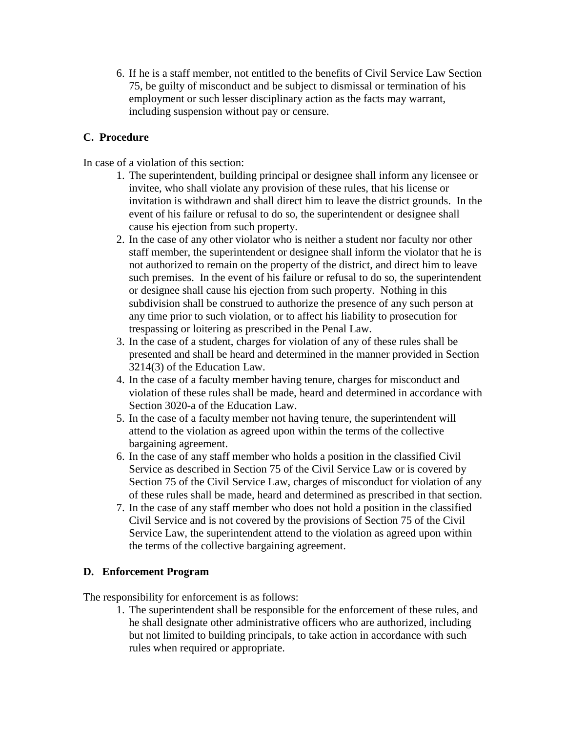6. If he is a staff member, not entitled to the benefits of Civil Service Law Section 75, be guilty of misconduct and be subject to dismissal or termination of his employment or such lesser disciplinary action as the facts may warrant, including suspension without pay or censure.

**C. Procedure**

In case of a violation of this section:

1. The superintendent, building principal or designee shall inform any licensee or invitee, who shall violate any provision of these rules, that his license or invitation is withdrawn and shall direct him to leave the district grounds. In the event of his failure or refusal to do so, the superintendent or designee shall cause his ejection from such property.
2. In the case of any other violator who is neither a student nor faculty nor other staff member, the superintendent or designee shall inform the violator that he is not authorized to remain on the property of the district, and direct him to leave such premises. In the event of his failure or refusal to do so, the superintendent or designee shall cause his ejection from such property. Nothing in this subdivision shall be construed to authorize the presence of any such person at any time prior to such violation, or to affect his liability to prosecution for trespassing or loitering as prescribed in the Penal Law.
3. In the case of a student, charges for violation of any of these rules shall be presented and shall be heard and determined in the manner provided in Section 3214(3) of the Education Law.
4. In the case of a faculty member having tenure, charges for misconduct and violation of these rules shall be made, heard and determined in accordance with Section 3020-a of the Education Law.
5. In the case of a faculty member not having tenure, the superintendent will attend to the violation as agreed upon within the terms of the collective bargaining agreement.
6. In the case of any staff member who holds a position in the classified Civil Service as described in Section 75 of the Civil Service Law or is covered by Section 75 of the Civil Service Law, charges of misconduct for violation of any of these rules shall be made, heard and determined as prescribed in that section.
7. In the case of any staff member who does not hold a position in the classified Civil Service and is not covered by the provisions of Section 75 of the Civil Service Law, the superintendent attend to the violation as agreed upon within the terms of the collective bargaining agreement.

**D. Enforcement Program**

The responsibility for enforcement is as follows:

1. The superintendent shall be responsible for the enforcement of these rules, and he shall designate other administrative officers who are authorized, including but not limited to building principals, to take action in accordance with such rules when required or appropriate.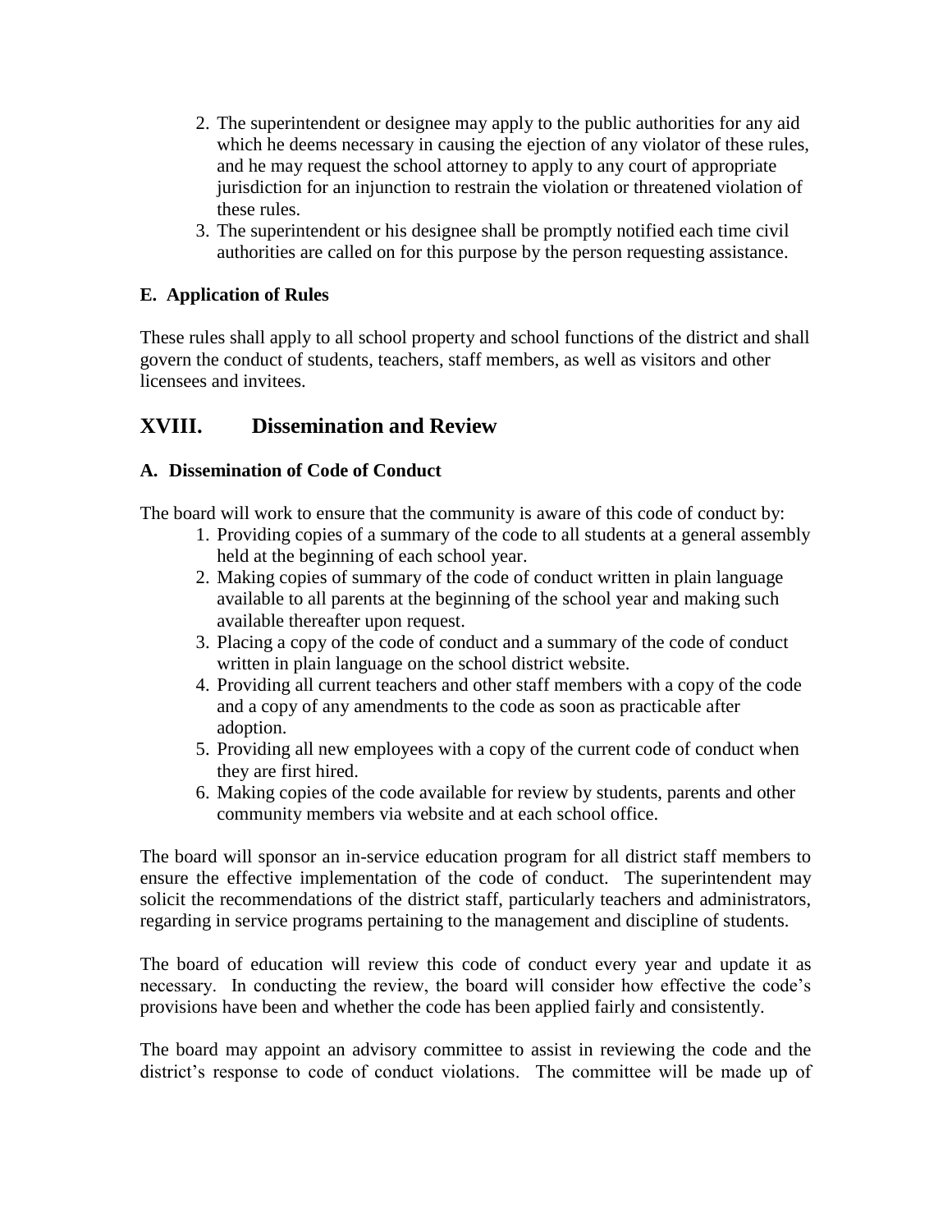2. The superintendent or designee may apply to the public authorities for any aid which he deems necessary in causing the ejection of any violator of these rules, and he may request the school attorney to apply to any court of appropriate jurisdiction for an injunction to restrain the violation or threatened violation of these rules.
3. The superintendent or his designee shall be promptly notified each time civil authorities are called on for this purpose by the person requesting assistance.

### E. Application of Rules

These rules shall apply to all school property and school functions of the district and shall govern the conduct of students, teachers, staff members, as well as visitors and other licensees and invitees.

## XVIII. Dissemination and Review

### A. Dissemination of Code of Conduct

The board will work to ensure that the community is aware of this code of conduct by:

1. Providing copies of a summary of the code to all students at a general assembly held at the beginning of each school year.
2. Making copies of summary of the code of conduct written in plain language available to all parents at the beginning of the school year and making such available thereafter upon request.
3. Placing a copy of the code of conduct and a summary of the code of conduct written in plain language on the school district website.
4. Providing all current teachers and other staff members with a copy of the code and a copy of any amendments to the code as soon as practicable after adoption.
5. Providing all new employees with a copy of the current code of conduct when they are first hired.
6. Making copies of the code available for review by students, parents and other community members via website and at each school office.

The board will sponsor an in-service education program for all district staff members to ensure the effective implementation of the code of conduct. The superintendent may solicit the recommendations of the district staff, particularly teachers and administrators, regarding in service programs pertaining to the management and discipline of students.

The board of education will review this code of conduct every year and update it as necessary. In conducting the review, the board will consider how effective the code's provisions have been and whether the code has been applied fairly and consistently.

The board may appoint an advisory committee to assist in reviewing the code and the district's response to code of conduct violations. The committee will be made up of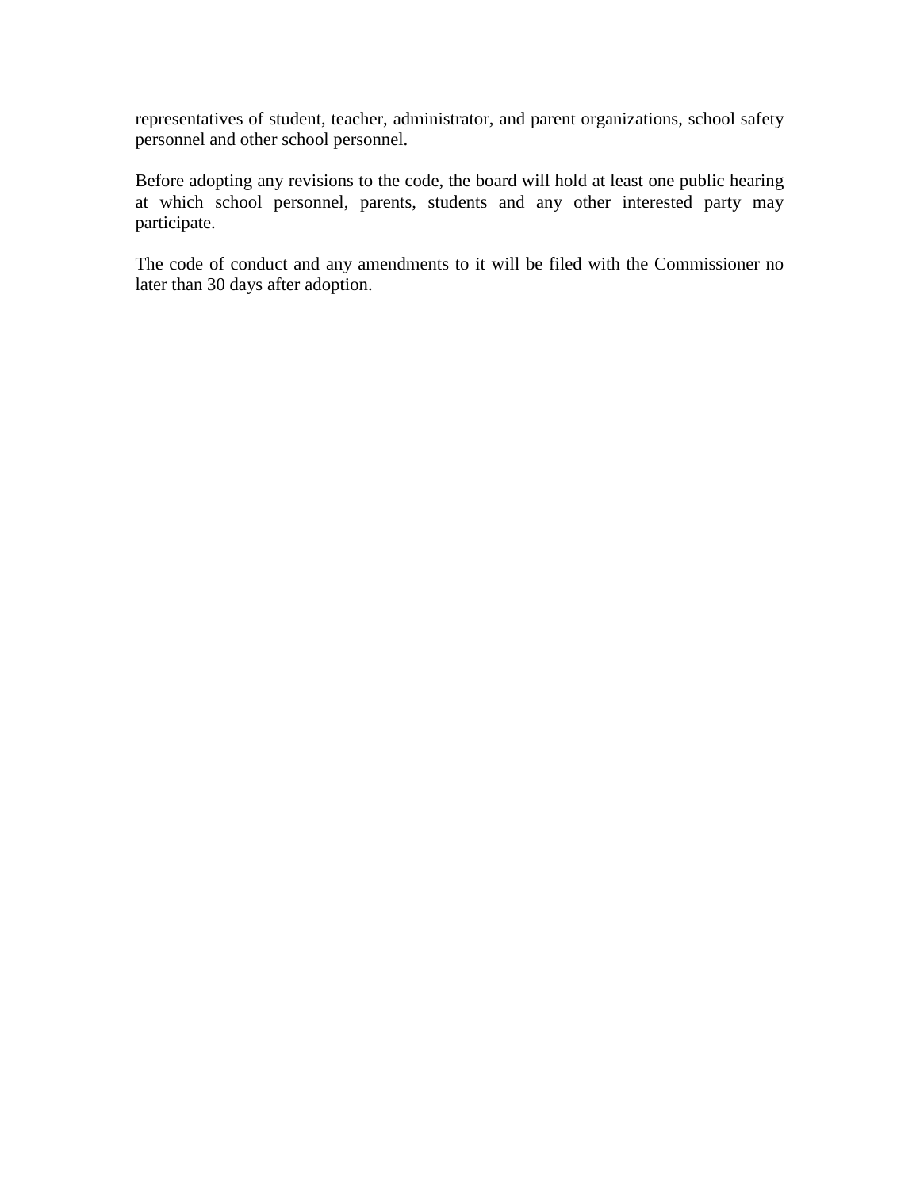representatives of student, teacher, administrator, and parent organizations, school safety personnel and other school personnel.

Before adopting any revisions to the code, the board will hold at least one public hearing at which school personnel, parents, students and any other interested party may participate.

The code of conduct and any amendments to it will be filed with the Commissioner no later than 30 days after adoption.